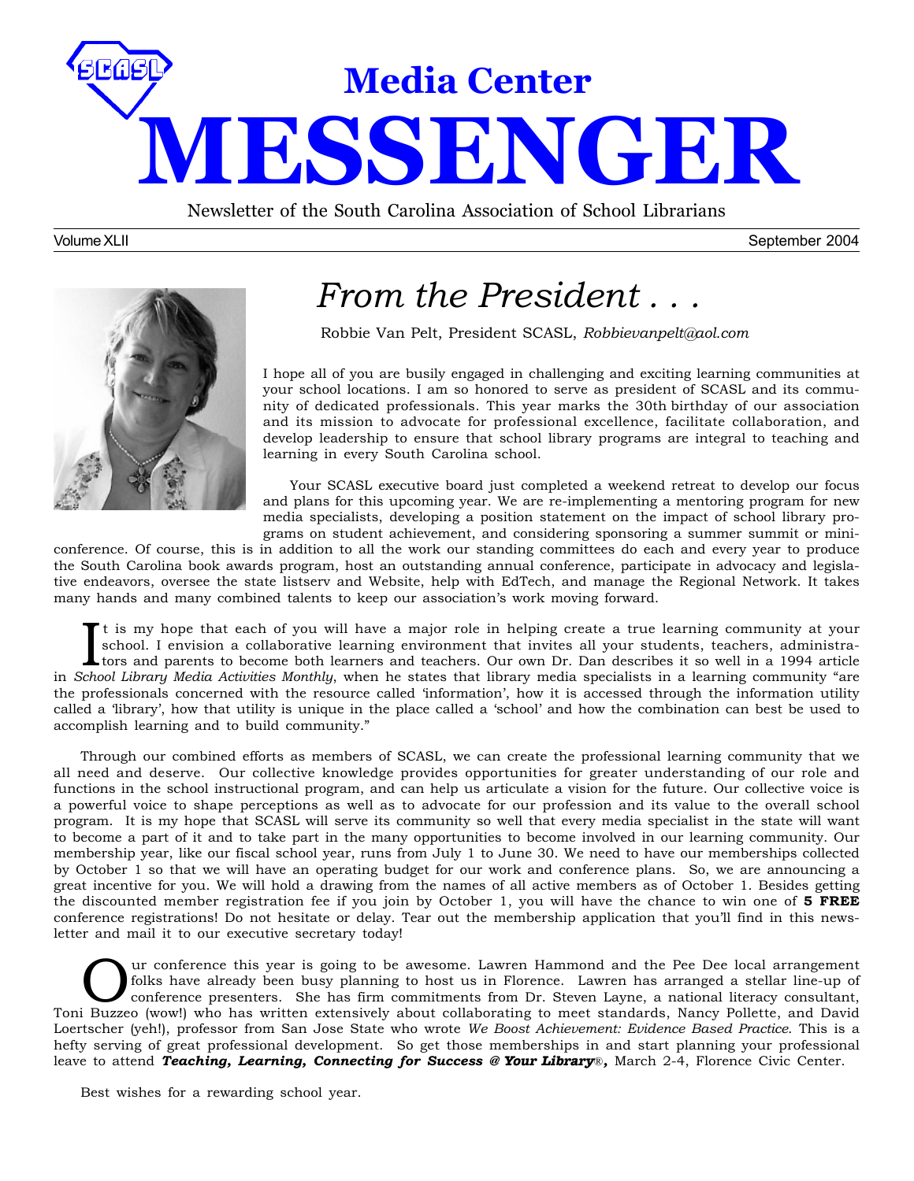# Media Center MESSENGER

Newsletter of the South Carolina Association of School Librarians

Volume XLII September 2004

## *From the President . . .*

Robbie Van Pelt, President SCASL, *Robbievanpelt@aol.com*

I hope all of you are busily engaged in challenging and exciting learning communities at your school locations. I am so honored to serve as president of SCASL and its community of dedicated professionals. This year marks the 30th birthday of our association and its mission to advocate for professional excellence, facilitate collaboration, and develop leadership to ensure that school library programs are integral to teaching and learning in every South Carolina school.

Your SCASL executive board just completed a weekend retreat to develop our focus and plans for this upcoming year. We are re-implementing a mentoring program for new media specialists, developing a position statement on the impact of school library programs on student achievement, and considering sponsoring a summer summit or mini-conference. Of course, this is in addition to all the work our standing committees do each and every year to produce the South Carolina book awards program, host an outstanding annual conference, participate in advocacy and legislative endeavors, oversee the state listserv and Website, help with EdTech, and manage the Regional Network. It takes many hands and many combined talents to keep our association's work moving forward.

It is my hope that each of you will have a major role in helping create a true learning community at your school. I envision a collaborative learning environment that invites all your students, teachers, administrators and parents to become both learners and teachers. Our own Dr. Dan describes it so well in a 1994 article in *School Library Media Activities Monthly*, when he states that library media specialists in a learning community "are the professionals concerned with the resource called 'information', how it is accessed through the information utility called a 'library', how that utility is unique in the place called a 'school' and how the combination can best be used to accomplish learning and to build community."

Through our combined efforts as members of SCASL, we can create the professional learning community that we all need and deserve. Our collective knowledge provides opportunities for greater understanding of our role and functions in the school instructional program, and can help us articulate a vision for the future. Our collective voice is a powerful voice to shape perceptions as well as to advocate for our profession and its value to the overall school program. It is my hope that SCASL will serve its community so well that every media specialist in the state will want to become a part of it and to take part in the many opportunities to become involved in our learning community. Our membership year, like our fiscal school year, runs from July 1 to June 30. We need to have our memberships collected by October 1 so that we will have an operating budget for our work and conference plans. So, we are announcing a great incentive for you. We will hold a drawing from the names of all active members as of October 1. Besides getting the discounted member registration fee if you join by October 1, you will have the chance to win one of **5 FREE** conference registrations! Do not hesitate or delay. Tear out the membership application that you'll find in this newsletter and mail it to our executive secretary today!

Our conference this year is going to be awesome. Lawren Hammond and the Pee Dee local arrangement folks have already been busy planning to host us in Florence. Lawren has arranged a stellar line-up of conference presenters. She has firm commitments from Dr. Steven Layne, a national literacy consultant, Toni Buzzeo (wow!) who has written extensively about collaborating to meet standards, Nancy Pollette, and David Loertscher (yeh!), professor from San Jose State who wrote *We Boost Achievement: Evidence Based Practice*. This is a hefty serving of great professional development. So get those memberships in and start planning your professional leave to attend ***Teaching, Learning, Connecting for Success @ Your Library®,*** March 2-4, Florence Civic Center.

Best wishes for a rewarding school year.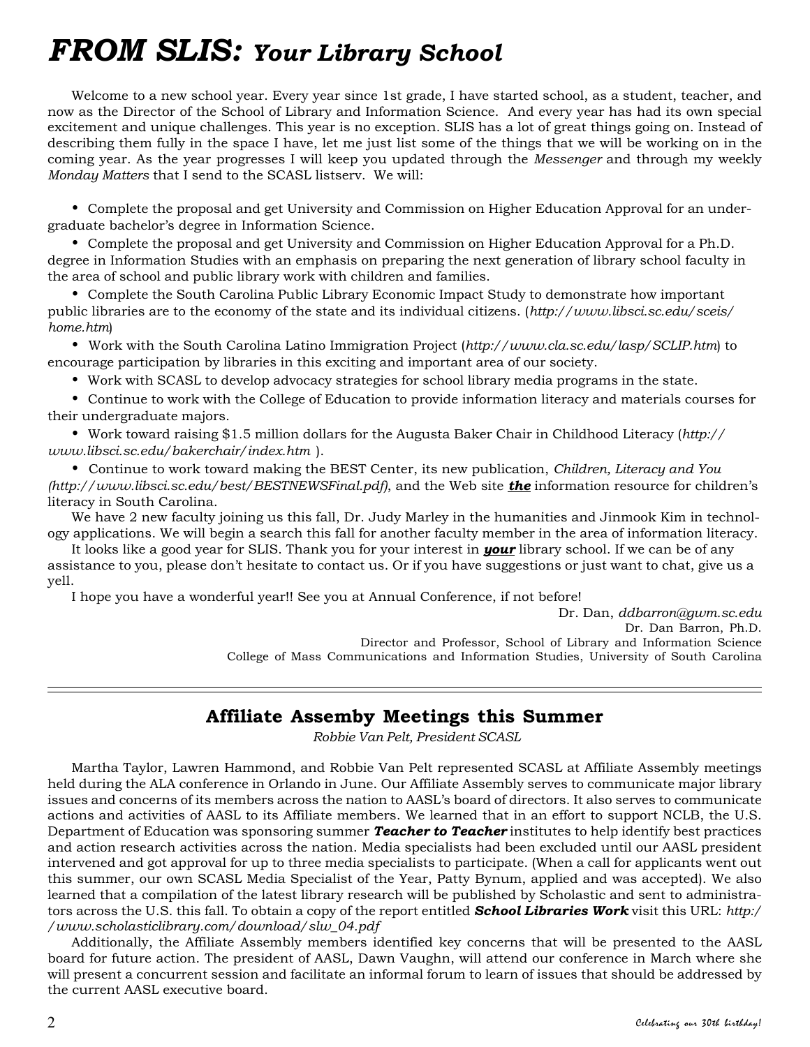# *FROM SLIS: Your Library School*

Welcome to a new school year. Every year since 1st grade, I have started school, as a student, teacher, and now as the Director of the School of Library and Information Science. And every year has had its own special excitement and unique challenges. This year is no exception. SLIS has a lot of great things going on. Instead of describing them fully in the space I have, let me just list some of the things that we will be working on in the coming year. As the year progresses I will keep you updated through the *Messenger* and through my weekly *Monday Matters* that I send to the SCASL listserv. We will:

- Complete the proposal and get University and Commission on Higher Education Approval for an undergraduate bachelor's degree in Information Science.
- Complete the proposal and get University and Commission on Higher Education Approval for a Ph.D. degree in Information Studies with an emphasis on preparing the next generation of library school faculty in the area of school and public library work with children and families.
- Complete the South Carolina Public Library Economic Impact Study to demonstrate how important public libraries are to the economy of the state and its individual citizens. (*http://www.libsci.sc.edu/sceis/home.htm*)
- Work with the South Carolina Latino Immigration Project (*http://www.cla.sc.edu/lasp/SCLIP.htm*) to encourage participation by libraries in this exciting and important area of our society.
- Work with SCASL to develop advocacy strategies for school library media programs in the state.
- Continue to work with the College of Education to provide information literacy and materials courses for their undergraduate majors.
- Work toward raising $1.5 million dollars for the Augusta Baker Chair in Childhood Literacy (*http://www.libsci.sc.edu/bakerchair/index.htm* ).
- Continue to work toward making the BEST Center, its new publication, *Children, Literacy and You (http://www.libsci.sc.edu/best/BESTNEWSFinal.pdf)*, and the Web site ***the*** information resource for children's literacy in South Carolina.

We have 2 new faculty joining us this fall, Dr. Judy Marley in the humanities and Jinmook Kim in technology applications. We will begin a search this fall for another faculty member in the area of information literacy.

It looks like a good year for SLIS. Thank you for your interest in ***your*** library school. If we can be of any assistance to you, please don't hesitate to contact us. Or if you have suggestions or just want to chat, give us a yell.

I hope you have a wonderful year!! See you at Annual Conference, if not before!

Dr. Dan, *ddbarron@gwm.sc.edu*
Dr. Dan Barron, Ph.D.
Director and Professor, School of Library and Information Science
College of Mass Communications and Information Studies, University of South Carolina

---

## Affiliate Assemby Meetings this Summer

*Robbie Van Pelt, President SCASL*

Martha Taylor, Lawren Hammond, and Robbie Van Pelt represented SCASL at Affiliate Assembly meetings held during the ALA conference in Orlando in June. Our Affiliate Assembly serves to communicate major library issues and concerns of its members across the nation to AASL's board of directors. It also serves to communicate actions and activities of AASL to its Affiliate members. We learned that in an effort to support NCLB, the U.S. Department of Education was sponsoring summer ***Teacher to Teacher*** institutes to help identify best practices and action research activities across the nation. Media specialists had been excluded until our AASL president intervened and got approval for up to three media specialists to participate. (When a call for applicants went out this summer, our own SCASL Media Specialist of the Year, Patty Bynum, applied and was accepted). We also learned that a compilation of the latest library research will be published by Scholastic and sent to administrators across the U.S. this fall. To obtain a copy of the report entitled ***School Libraries Work*** visit this URL: *http://www.scholasticlibrary.com/download/slw_04.pdf*

Additionally, the Affiliate Assembly members identified key concerns that will be presented to the AASL board for future action. The president of AASL, Dawn Vaughn, will attend our conference in March where she will present a concurrent session and facilitate an informal forum to learn of issues that should be addressed by the current AASL executive board.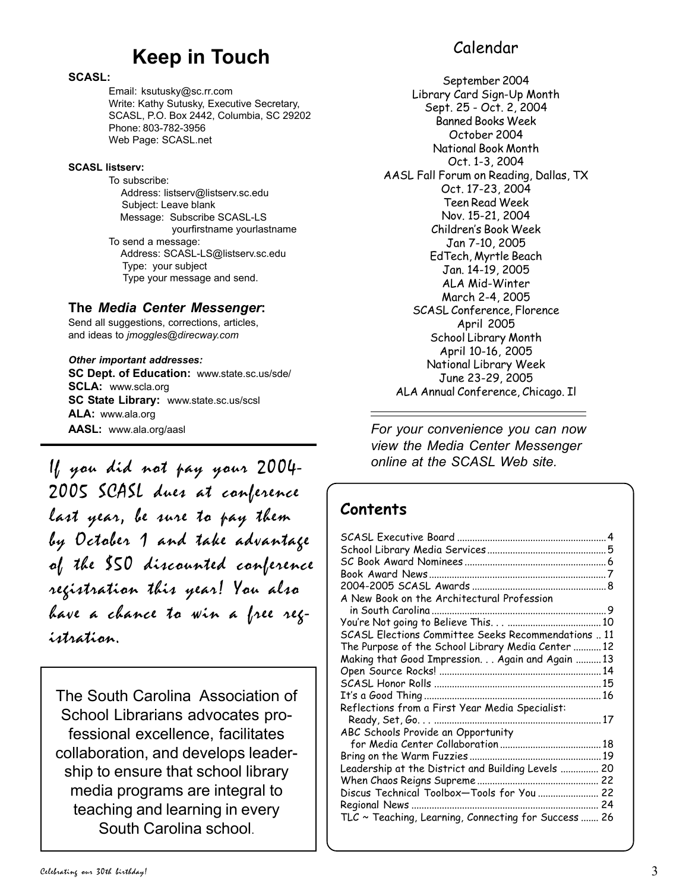# Keep in Touch

**SCASL:**

Email: ksutusky@sc.rr.com
Write: Kathy Sutusky, Executive Secretary, SCASL, P.O. Box 2442, Columbia, SC 29202
Phone: 803-782-3956
Web Page: SCASL.net

**SCASL listserv:**

To subscribe:
Address: listserv@listserv.sc.edu
Subject: Leave blank
Message: Subscribe SCASL-LS yourfirstname yourlastname

To send a message:
Address: SCASL-LS@listserv.sc.edu
Type: your subject
Type your message and send.

### The *Media Center Messenger*:

Send all suggestions, corrections, articles, and ideas to *jmoggles@direcway.com*

***Other important addresses:***

**SC Dept. of Education:** www.state.sc.us/sde/
**SCLA:** www.scla.org
**SC State Library:** www.state.sc.us/scsl
**ALA:** www.ala.org
**AASL:** www.ala.org/aasl

If you did not pay your 2004-2005 SCASL dues at conference last year, be sure to pay them by October 1 and take advantage of the $50 discounted conference registration this year! You also have a chance to win a free registration.

The South Carolina Association of School Librarians advocates professional excellence, facilitates collaboration, and develops leadership to ensure that school library media programs are integral to teaching and learning in every South Carolina school.

## Calendar

September 2004
Library Card Sign-Up Month
Sept. 25 - Oct. 2, 2004
Banned Books Week
October 2004
National Book Month
Oct. 1-3, 2004
AASL Fall Forum on Reading, Dallas, TX
Oct. 17-23, 2004
Teen Read Week
Nov. 15-21, 2004
Children's Book Week
Jan 7-10, 2005
EdTech, Myrtle Beach
Jan. 14-19, 2005
ALA Mid-Winter
March 2-4, 2005
SCASL Conference, Florence
April 2005
School Library Month
April 10-16, 2005
National Library Week
June 23-29, 2005
ALA Annual Conference, Chicago. Il

*For your convenience you can now view the Media Center Messenger online at the SCASL Web site.*

## Contents

| | |
|---|---|
| SCASL Executive Board | 4 |
| School Library Media Services | 5 |
| SC Book Award Nominees | 6 |
| Book Award News | 7 |
| 2004-2005 SCASL Awards | 8 |
| A New Book on the Architectural Profession in South Carolina | 9 |
| You're Not going to Believe This. . . | 10 |
| SCASL Elections Committee Seeks Recommendations | 11 |
| The Purpose of the School Library Media Center | 12 |
| Making that Good Impression. . . Again and Again | 13 |
| Open Source Rocks! | 14 |
| SCASL Honor Rolls | 15 |
| It's a Good Thing | 16 |
| Reflections from a First Year Media Specialist: Ready, Set, Go. . . | 17 |
| ABC Schools Provide an Opportunity for Media Center Collaboration | 18 |
| Bring on the Warm Fuzzies | 19 |
| Leadership at the District and Building Levels | 20 |
| When Chaos Reigns Supreme | 22 |
| Discus Technical Toolbox—Tools for You | 22 |
| Regional News | 24 |
| TLC ~ Teaching, Learning, Connecting for Success | 26 |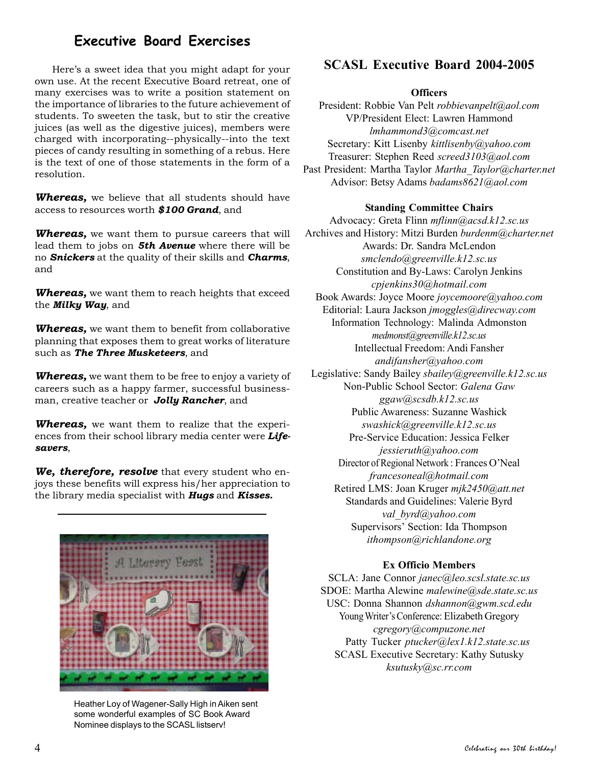## Executive Board Exercises

Here's a sweet idea that you might adapt for your own use. At the recent Executive Board retreat, one of many exercises was to write a position statement on the importance of libraries to the future achievement of students. To sweeten the task, but to stir the creative juices (as well as the digestive juices), members were charged with incorporating--physically--into the text pieces of candy resulting in something of a rebus. Here is the text of one of those statements in the form of a resolution.

***Whereas,*** we believe that all students should have access to resources worth ***$100 Grand***, and

***Whereas,*** we want them to pursue careers that will lead them to jobs on ***5th Avenue*** where there will be no ***Snickers*** at the quality of their skills and ***Charms***, and

***Whereas,*** we want them to reach heights that exceed the ***Milky Way***, and

***Whereas,*** we want them to benefit from collaborative planning that exposes them to great works of literature such as ***The Three Musketeers***, and

***Whereas,*** we want them to be free to enjoy a variety of careers such as a happy farmer, successful businessman, creative teacher or ***Jolly Rancher***, and

***Whereas,*** we want them to realize that the experiences from their school library media center were ***Lifesavers***,

***We, therefore, resolve*** that every student who enjoys these benefits will express his/her appreciation to the library media specialist with ***Hugs*** and ***Kisses.***

---

Heather Loy of Wagener-Sally High in Aiken sent some wonderful examples of SC Book Award Nominee displays to the SCASL listserv!

## SCASL Executive Board 2004-2005

**Officers**

President: Robbie Van Pelt *robbievanpelt@aol.com*
VP/President Elect: Lawren Hammond *lmhammond3@comcast.net*
Secretary: Kitt Lisenby *kittlisenby@yahoo.com*
Treasurer: Stephen Reed *screed3103@aol.com*
Past President: Martha Taylor *Martha_Taylor@charter.net*
Advisor: Betsy Adams *badams8621@aol.com*

**Standing Committee Chairs**

Advocacy: Greta Flinn *mflinn@acsd.k12.sc.us*
Archives and History: Mitzi Burden *burdenm@charter.net*
Awards: Dr. Sandra McLendon *smclendo@greenville.k12.sc.us*
Constitution and By-Laws: Carolyn Jenkins *cpjenkins30@hotmail.com*
Book Awards: Joyce Moore *joycemoore@yahoo.com*
Editorial: Laura Jackson *jmoggles@direcway.com*
Information Technology: Malinda Admonston *medmonst@greenville.k12.sc.us*
Intellectual Freedom: Andi Fansher *andifansher@yahoo.com*
Legislative: Sandy Bailey *sbailey@greenville.k12.sc.us*
Non-Public School Sector: *Galena Gaw ggaw@scsdb.k12.sc.us*
Public Awareness: Suzanne Washick *swashick@greenville.k12.sc.us*
Pre-Service Education: Jessica Felker *jessieruth@yahoo.com*
Director of Regional Network : Frances O'Neal *francesoneal@hotmail.com*
Retired LMS: Joan Kruger *mjk2450@att.net*
Standards and Guidelines: Valerie Byrd *val_byrd@yahoo.com*
Supervisors' Section: Ida Thompson *ithompson@richlandone.org*

**Ex Officio Members**

SCLA: Jane Connor *janec@leo.scsl.state.sc.us*
SDOE: Martha Alewine *malewine@sde.state.sc.us*
USC: Donna Shannon *dshannon@gwm.scd.edu*
Young Writer's Conference: Elizabeth Gregory *cgregory@compuzone.net*
Patty Tucker *ptucker@lex1.k12.state.sc.us*
SCASL Executive Secretary: Kathy Sutusky *ksutusky@sc.rr.com*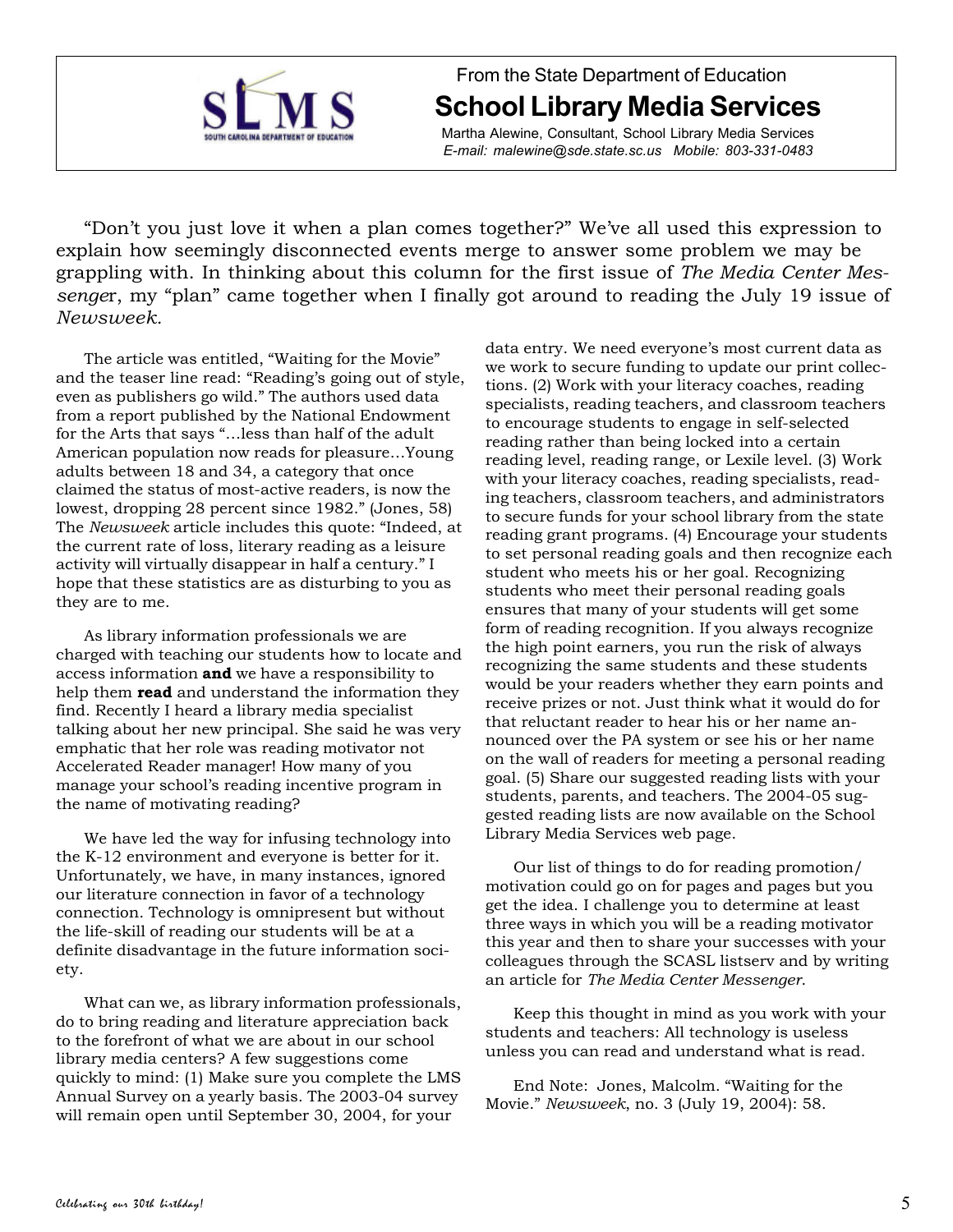From the State Department of Education

# School Library Media Services

Martha Alewine, Consultant, School Library Media Services
*E-mail: malewine@sde.state.sc.us Mobile: 803-331-0483*

"Don't you just love it when a plan comes together?" We've all used this expression to explain how seemingly disconnected events merge to answer some problem we may be grappling with. In thinking about this column for the first issue of *The Media Center Messenger*, my "plan" came together when I finally got around to reading the July 19 issue of *Newsweek.*

The article was entitled, "Waiting for the Movie" and the teaser line read: "Reading's going out of style, even as publishers go wild." The authors used data from a report published by the National Endowment for the Arts that says "…less than half of the adult American population now reads for pleasure…Young adults between 18 and 34, a category that once claimed the status of most-active readers, is now the lowest, dropping 28 percent since 1982." (Jones, 58) The *Newsweek* article includes this quote: "Indeed, at the current rate of loss, literary reading as a leisure activity will virtually disappear in half a century." I hope that these statistics are as disturbing to you as they are to me.

As library information professionals we are charged with teaching our students how to locate and access information **and** we have a responsibility to help them **read** and understand the information they find. Recently I heard a library media specialist talking about her new principal. She said he was very emphatic that her role was reading motivator not Accelerated Reader manager! How many of you manage your school's reading incentive program in the name of motivating reading?

We have led the way for infusing technology into the K-12 environment and everyone is better for it. Unfortunately, we have, in many instances, ignored our literature connection in favor of a technology connection. Technology is omnipresent but without the life-skill of reading our students will be at a definite disadvantage in the future information society.

What can we, as library information professionals, do to bring reading and literature appreciation back to the forefront of what we are about in our school library media centers? A few suggestions come quickly to mind: (1) Make sure you complete the LMS Annual Survey on a yearly basis. The 2003-04 survey will remain open until September 30, 2004, for your data entry. We need everyone's most current data as we work to secure funding to update our print collections. (2) Work with your literacy coaches, reading specialists, reading teachers, and classroom teachers to encourage students to engage in self-selected reading rather than being locked into a certain reading level, reading range, or Lexile level. (3) Work with your literacy coaches, reading specialists, reading teachers, classroom teachers, and administrators to secure funds for your school library from the state reading grant programs. (4) Encourage your students to set personal reading goals and then recognize each student who meets his or her goal. Recognizing students who meet their personal reading goals ensures that many of your students will get some form of reading recognition. If you always recognize the high point earners, you run the risk of always recognizing the same students and these students would be your readers whether they earn points and receive prizes or not. Just think what it would do for that reluctant reader to hear his or her name announced over the PA system or see his or her name on the wall of readers for meeting a personal reading goal. (5) Share our suggested reading lists with your students, parents, and teachers. The 2004-05 suggested reading lists are now available on the School Library Media Services web page.

Our list of things to do for reading promotion/motivation could go on for pages and pages but you get the idea. I challenge you to determine at least three ways in which you will be a reading motivator this year and then to share your successes with your colleagues through the SCASL listserv and by writing an article for *The Media Center Messenger*.

Keep this thought in mind as you work with your students and teachers: All technology is useless unless you can read and understand what is read.

End Note: Jones, Malcolm. "Waiting for the Movie." *Newsweek*, no. 3 (July 19, 2004): 58.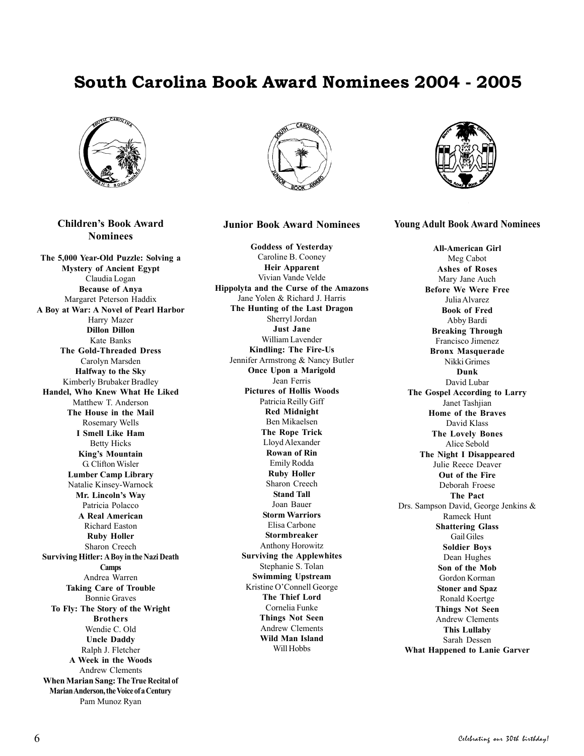# South Carolina Book Award Nominees 2004 - 2005

### Children's Book Award Nominees

**The 5,000 Year-Old Puzzle: Solving a Mystery of Ancient Egypt**
Claudia Logan
**Because of Anya**
Margaret Peterson Haddix
**A Boy at War: A Novel of Pearl Harbor**
Harry Mazer
**Dillon Dillon**
Kate Banks
**The Gold-Threaded Dress**
Carolyn Marsden
**Halfway to the Sky**
Kimberly Brubaker Bradley
**Handel, Who Knew What He Liked**
Matthew T. Anderson
**The House in the Mail**
Rosemary Wells
**I Smell Like Ham**
Betty Hicks
**King's Mountain**
G. Clifton Wisler
**Lumber Camp Library**
Natalie Kinsey-Warnock
**Mr. Lincoln's Way**
Patricia Polacco
**A Real American**
Richard Easton
**Ruby Holler**
Sharon Creech
**Surviving Hitler: A Boy in the Nazi Death Camps**
Andrea Warren
**Taking Care of Trouble**
Bonnie Graves
**To Fly: The Story of the Wright Brothers**
Wendie C. Old
**Uncle Daddy**
Ralph J. Fletcher
**A Week in the Woods**
Andrew Clements
**When Marian Sang: The True Recital of Marian Anderson, the Voice of a Century**
Pam Munoz Ryan

### Junior Book Award Nominees

**Goddess of Yesterday**
Caroline B. Cooney
**Heir Apparent**
Vivian Vande Velde
**Hippolyta and the Curse of the Amazons**
Jane Yolen & Richard J. Harris
**The Hunting of the Last Dragon**
Sherryl Jordan
**Just Jane**
William Lavender
**Kindling: The Fire-Us**
Jennifer Armstrong & Nancy Butler
**Once Upon a Marigold**
Jean Ferris
**Pictures of Hollis Woods**
Patricia Reilly Giff
**Red Midnight**
Ben Mikaelsen
**The Rope Trick**
Lloyd Alexander
**Rowan of Rin**
Emily Rodda
**Ruby Holler**
Sharon Creech
**Stand Tall**
Joan Bauer
**Storm Warriors**
Elisa Carbone
**Stormbreaker**
Anthony Horowitz
**Surviving the Applewhites**
Stephanie S. Tolan
**Swimming Upstream**
Kristine O'Connell George
**The Thief Lord**
Cornelia Funke
**Things Not Seen**
Andrew Clements
**Wild Man Island**
Will Hobbs

### Young Adult Book Award Nominees

**All-American Girl**
Meg Cabot
**Ashes of Roses**
Mary Jane Auch
**Before We Were Free**
Julia Alvarez
**Book of Fred**
Abby Bardi
**Breaking Through**
Francisco Jimenez
**Bronx Masquerade**
Nikki Grimes
**Dunk**
David Lubar
**The Gospel According to Larry**
Janet Tashjian
**Home of the Braves**
David Klass
**The Lovely Bones**
Alice Sebold
**The Night I Disappeared**
Julie Reece Deaver
**Out of the Fire**
Deborah Froese
**The Pact**
Drs. Sampson David, George Jenkins & Rameck Hunt
**Shattering Glass**
Gail Giles
**Soldier Boys**
Dean Hughes
**Son of the Mob**
Gordon Korman
**Stoner and Spaz**
Ronald Koertge
**Things Not Seen**
Andrew Clements
**This Lullaby**
Sarah Dessen
**What Happened to Lanie Garver**

*Celebrating our 30th birthday!*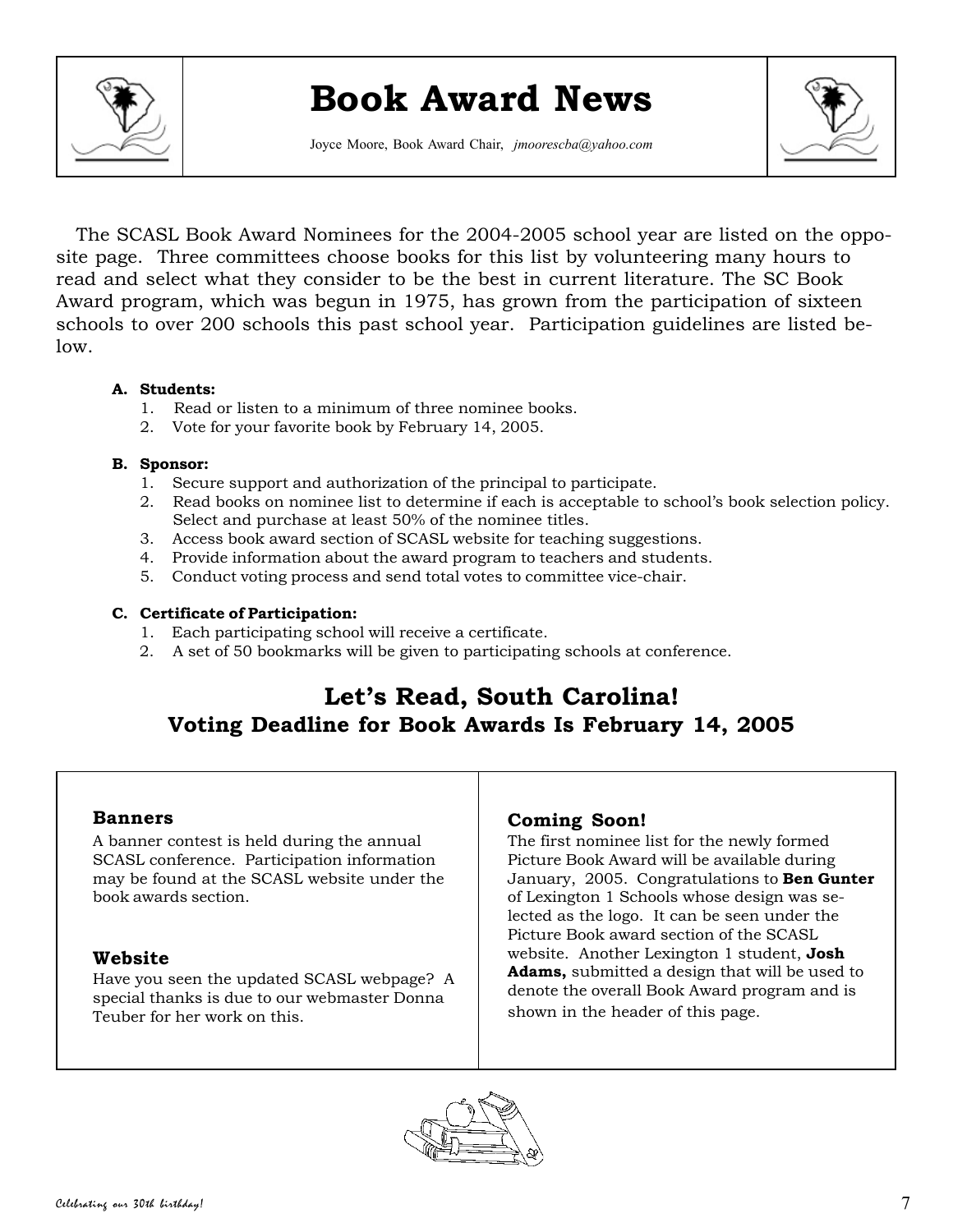# Book Award News

Joyce Moore, Book Award Chair, *jmoorescba@yahoo.com*

The SCASL Book Award Nominees for the 2004-2005 school year are listed on the opposite page. Three committees choose books for this list by volunteering many hours to read and select what they consider to be the best in current literature. The SC Book Award program, which was begun in 1975, has grown from the participation of sixteen schools to over 200 schools this past school year. Participation guidelines are listed below.

**A. Students:**

1. Read or listen to a minimum of three nominee books.
2. Vote for your favorite book by February 14, 2005.

**B. Sponsor:**

1. Secure support and authorization of the principal to participate.
2. Read books on nominee list to determine if each is acceptable to school's book selection policy. Select and purchase at least 50% of the nominee titles.
3. Access book award section of SCASL website for teaching suggestions.
4. Provide information about the award program to teachers and students.
5. Conduct voting process and send total votes to committee vice-chair.

**C. Certificate of Participation:**

1. Each participating school will receive a certificate.
2. A set of 50 bookmarks will be given to participating schools at conference.

## Let's Read, South Carolina!
### Voting Deadline for Book Awards Is February 14, 2005

### Banners

A banner contest is held during the annual SCASL conference. Participation information may be found at the SCASL website under the book awards section.

### Website

Have you seen the updated SCASL webpage? A special thanks is due to our webmaster Donna Teuber for her work on this.

### Coming Soon!

The first nominee list for the newly formed Picture Book Award will be available during January, 2005. Congratulations to **Ben Gunter** of Lexington 1 Schools whose design was selected as the logo. It can be seen under the Picture Book award section of the SCASL website. Another Lexington 1 student, **Josh Adams,** submitted a design that will be used to denote the overall Book Award program and is shown in the header of this page.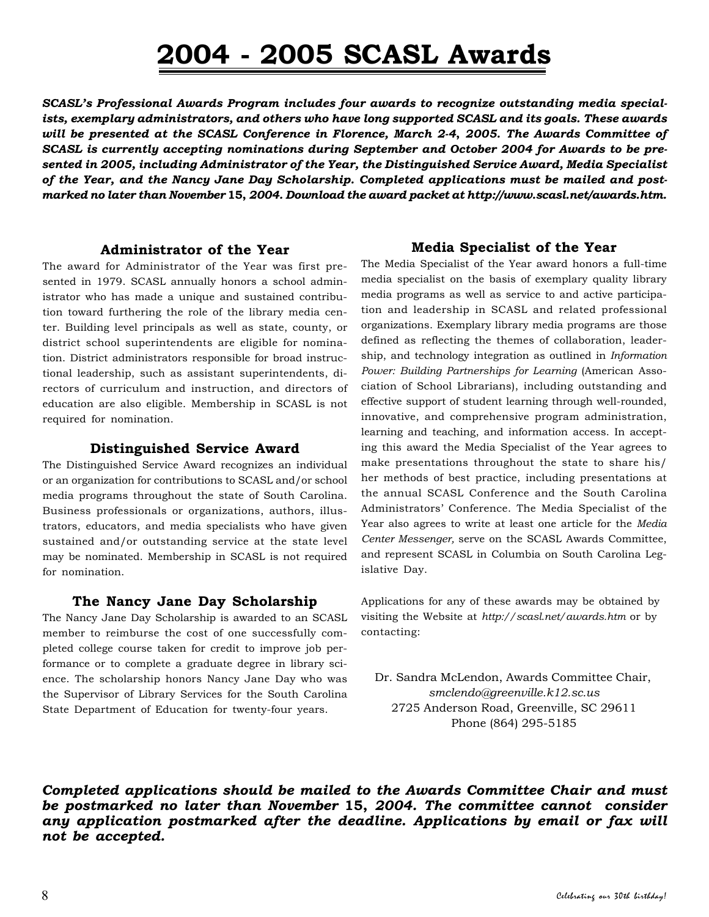# 2004 - 2005 SCASL Awards

***SCASL's Professional Awards Program includes four awards to recognize outstanding media specialists, exemplary administrators, and others who have long supported SCASL and its goals. These awards will be presented at the SCASL Conference in Florence, March 2-4, 2005. The Awards Committee of SCASL is currently accepting nominations during September and October 2004 for Awards to be presented in 2005, including Administrator of the Year, the Distinguished Service Award, Media Specialist of the Year, and the Nancy Jane Day Scholarship. Completed applications must be mailed and postmarked no later than November 15, 2004. Download the award packet at http://www.scasl.net/awards.htm.***

### Administrator of the Year

The award for Administrator of the Year was first presented in 1979. SCASL annually honors a school administrator who has made a unique and sustained contribution toward furthering the role of the library media center. Building level principals as well as state, county, or district school superintendents are eligible for nomination. District administrators responsible for broad instructional leadership, such as assistant superintendents, directors of curriculum and instruction, and directors of education are also eligible. Membership in SCASL is not required for nomination.

### Distinguished Service Award

The Distinguished Service Award recognizes an individual or an organization for contributions to SCASL and/or school media programs throughout the state of South Carolina. Business professionals or organizations, authors, illustrators, educators, and media specialists who have given sustained and/or outstanding service at the state level may be nominated. Membership in SCASL is not required for nomination.

### The Nancy Jane Day Scholarship

The Nancy Jane Day Scholarship is awarded to an SCASL member to reimburse the cost of one successfully completed college course taken for credit to improve job performance or to complete a graduate degree in library science. The scholarship honors Nancy Jane Day who was the Supervisor of Library Services for the South Carolina State Department of Education for twenty-four years.

### Media Specialist of the Year

The Media Specialist of the Year award honors a full-time media specialist on the basis of exemplary quality library media programs as well as service to and active participation and leadership in SCASL and related professional organizations. Exemplary library media programs are those defined as reflecting the themes of collaboration, leadership, and technology integration as outlined in *Information Power: Building Partnerships for Learning* (American Association of School Librarians), including outstanding and effective support of student learning through well-rounded, innovative, and comprehensive program administration, learning and teaching, and information access. In accepting this award the Media Specialist of the Year agrees to make presentations throughout the state to share his/her methods of best practice, including presentations at the annual SCASL Conference and the South Carolina Administrators' Conference. The Media Specialist of the Year also agrees to write at least one article for the *Media Center Messenger,* serve on the SCASL Awards Committee, and represent SCASL in Columbia on South Carolina Legislative Day.

Applications for any of these awards may be obtained by visiting the Website at *http://scasl.net/awards.htm* or by contacting:

Dr. Sandra McLendon, Awards Committee Chair,
*smclendo@greenville.k12.sc.us*
2725 Anderson Road, Greenville, SC 29611
Phone (864) 295-5185

***Completed applications should be mailed to the Awards Committee Chair and must be postmarked no later than November 15, 2004. The committee cannot consider any application postmarked after the deadline. Applications by email or fax will not be accepted.***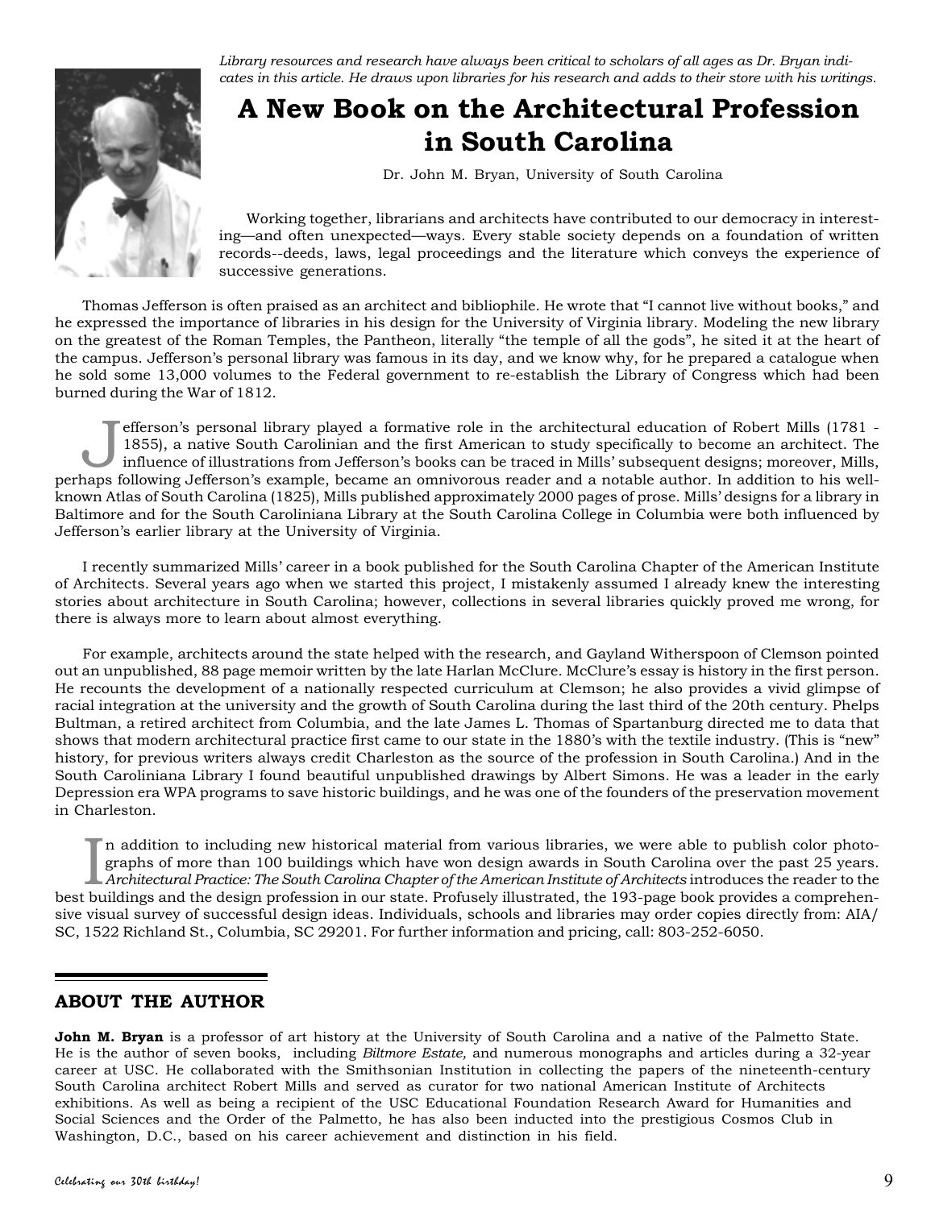*Library resources and research have always been critical to scholars of all ages as Dr. Bryan indicates in this article. He draws upon libraries for his research and adds to their store with his writings.*

# A New Book on the Architectural Profession in South Carolina

Dr. John M. Bryan, University of South Carolina

Working together, librarians and architects have contributed to our democracy in interesting—and often unexpected—ways. Every stable society depends on a foundation of written records--deeds, laws, legal proceedings and the literature which conveys the experience of successive generations.

Thomas Jefferson is often praised as an architect and bibliophile. He wrote that "I cannot live without books," and he expressed the importance of libraries in his design for the University of Virginia library. Modeling the new library on the greatest of the Roman Temples, the Pantheon, literally "the temple of all the gods", he sited it at the heart of the campus. Jefferson's personal library was famous in its day, and we know why, for he prepared a catalogue when he sold some 13,000 volumes to the Federal government to re-establish the Library of Congress which had been burned during the War of 1812.

Jefferson's personal library played a formative role in the architectural education of Robert Mills (1781 - 1855), a native South Carolinian and the first American to study specifically to become an architect. The influence of illustrations from Jefferson's books can be traced in Mills' subsequent designs; moreover, Mills, perhaps following Jefferson's example, became an omnivorous reader and a notable author. In addition to his well-known Atlas of South Carolina (1825), Mills published approximately 2000 pages of prose. Mills' designs for a library in Baltimore and for the South Caroliniana Library at the South Carolina College in Columbia were both influenced by Jefferson's earlier library at the University of Virginia.

I recently summarized Mills' career in a book published for the South Carolina Chapter of the American Institute of Architects. Several years ago when we started this project, I mistakenly assumed I already knew the interesting stories about architecture in South Carolina; however, collections in several libraries quickly proved me wrong, for there is always more to learn about almost everything.

For example, architects around the state helped with the research, and Gayland Witherspoon of Clemson pointed out an unpublished, 88 page memoir written by the late Harlan McClure. McClure's essay is history in the first person. He recounts the development of a nationally respected curriculum at Clemson; he also provides a vivid glimpse of racial integration at the university and the growth of South Carolina during the last third of the 20th century. Phelps Bultman, a retired architect from Columbia, and the late James L. Thomas of Spartanburg directed me to data that shows that modern architectural practice first came to our state in the 1880's with the textile industry. (This is "new" history, for previous writers always credit Charleston as the source of the profession in South Carolina.) And in the South Caroliniana Library I found beautiful unpublished drawings by Albert Simons. He was a leader in the early Depression era WPA programs to save historic buildings, and he was one of the founders of the preservation movement in Charleston.

In addition to including new historical material from various libraries, we were able to publish color photographs of more than 100 buildings which have won design awards in South Carolina over the past 25 years. *Architectural Practice: The South Carolina Chapter of the American Institute of Architects* introduces the reader to the best buildings and the design profession in our state. Profusely illustrated, the 193-page book provides a comprehensive visual survey of successful design ideas. Individuals, schools and libraries may order copies directly from: AIA/SC, 1522 Richland St., Columbia, SC 29201. For further information and pricing, call: 803-252-6050.

## ABOUT THE AUTHOR

**John M. Bryan** is a professor of art history at the University of South Carolina and a native of the Palmetto State. He is the author of seven books, including *Biltmore Estate,* and numerous monographs and articles during a 32-year career at USC. He collaborated with the Smithsonian Institution in collecting the papers of the nineteenth-century South Carolina architect Robert Mills and served as curator for two national American Institute of Architects exhibitions. As well as being a recipient of the USC Educational Foundation Research Award for Humanities and Social Sciences and the Order of the Palmetto, he has also been inducted into the prestigious Cosmos Club in Washington, D.C., based on his career achievement and distinction in his field.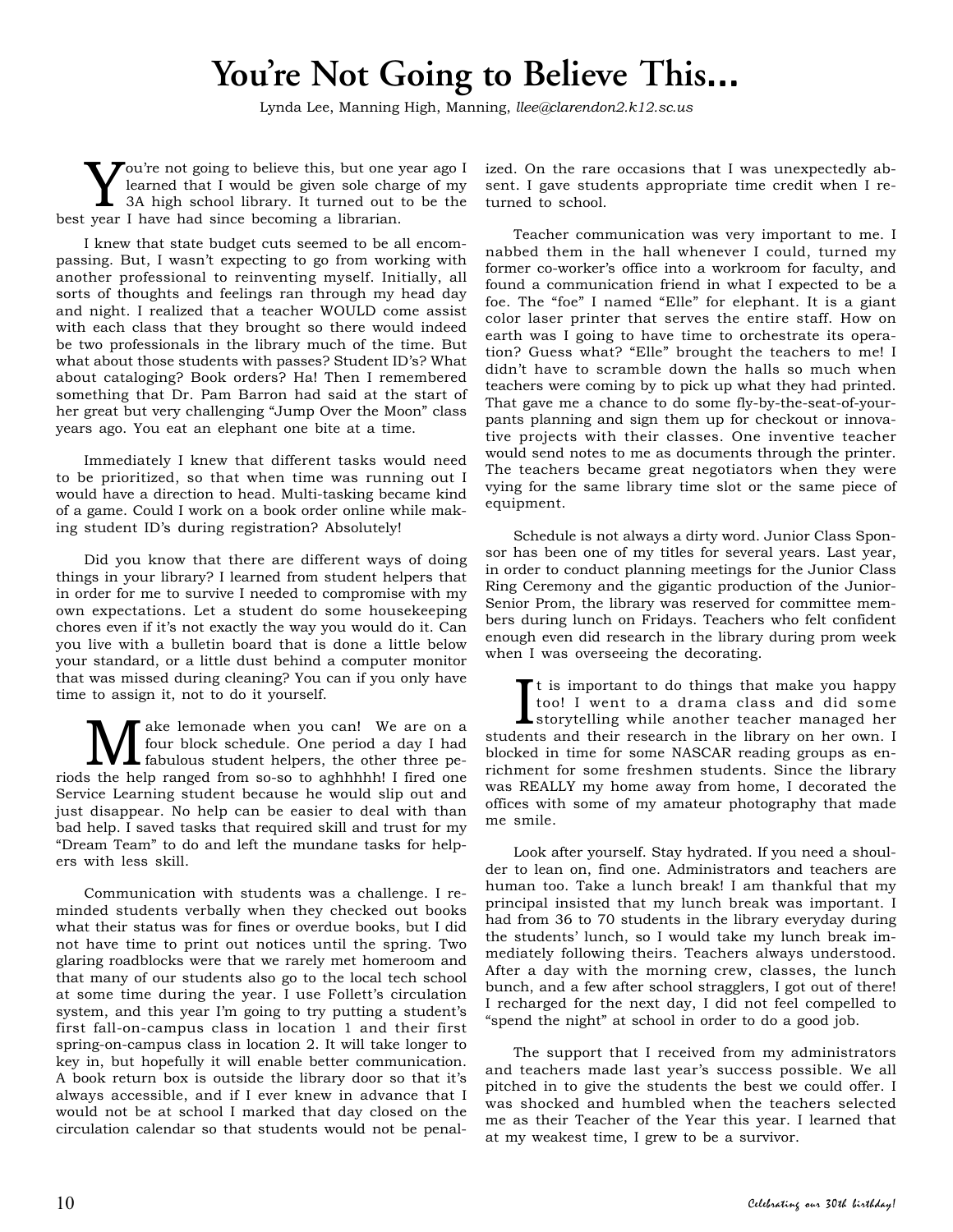# You're Not Going to Believe This...

Lynda Lee, Manning High, Manning, *llee@clarendon2.k12.sc.us*

You're not going to believe this, but one year ago I learned that I would be given sole charge of my 3A high school library. It turned out to be the best year I have had since becoming a librarian.

I knew that state budget cuts seemed to be all encompassing. But, I wasn't expecting to go from working with another professional to reinventing myself. Initially, all sorts of thoughts and feelings ran through my head day and night. I realized that a teacher WOULD come assist with each class that they brought so there would indeed be two professionals in the library much of the time. But what about those students with passes? Student ID's? What about cataloging? Book orders? Ha! Then I remembered something that Dr. Pam Barron had said at the start of her great but very challenging "Jump Over the Moon" class years ago. You eat an elephant one bite at a time.

Immediately I knew that different tasks would need to be prioritized, so that when time was running out I would have a direction to head. Multi-tasking became kind of a game. Could I work on a book order online while making student ID's during registration? Absolutely!

Did you know that there are different ways of doing things in your library? I learned from student helpers that in order for me to survive I needed to compromise with my own expectations. Let a student do some housekeeping chores even if it's not exactly the way you would do it. Can you live with a bulletin board that is done a little below your standard, or a little dust behind a computer monitor that was missed during cleaning? You can if you only have time to assign it, not to do it yourself.

Make lemonade when you can! We are on a four block schedule. One period a day I had fabulous student helpers, the other three periods the help ranged from so-so to aghhhhh! I fired one Service Learning student because he would slip out and just disappear. No help can be easier to deal with than bad help. I saved tasks that required skill and trust for my "Dream Team" to do and left the mundane tasks for helpers with less skill.

Communication with students was a challenge. I reminded students verbally when they checked out books what their status was for fines or overdue books, but I did not have time to print out notices until the spring. Two glaring roadblocks were that we rarely met homeroom and that many of our students also go to the local tech school at some time during the year. I use Follett's circulation system, and this year I'm going to try putting a student's first fall-on-campus class in location 1 and their first spring-on-campus class in location 2. It will take longer to key in, but hopefully it will enable better communication. A book return box is outside the library door so that it's always accessible, and if I ever knew in advance that I would not be at school I marked that day closed on the circulation calendar so that students would not be penalized. On the rare occasions that I was unexpectedly absent. I gave students appropriate time credit when I returned to school.

Teacher communication was very important to me. I nabbed them in the hall whenever I could, turned my former co-worker's office into a workroom for faculty, and found a communication friend in what I expected to be a foe. The "foe" I named "Elle" for elephant. It is a giant color laser printer that serves the entire staff. How on earth was I going to have time to orchestrate its operation? Guess what? "Elle" brought the teachers to me! I didn't have to scramble down the halls so much when teachers were coming by to pick up what they had printed. That gave me a chance to do some fly-by-the-seat-of-your-pants planning and sign them up for checkout or innovative projects with their classes. One inventive teacher would send notes to me as documents through the printer. The teachers became great negotiators when they were vying for the same library time slot or the same piece of equipment.

Schedule is not always a dirty word. Junior Class Sponsor has been one of my titles for several years. Last year, in order to conduct planning meetings for the Junior Class Ring Ceremony and the gigantic production of the Junior-Senior Prom, the library was reserved for committee members during lunch on Fridays. Teachers who felt confident enough even did research in the library during prom week when I was overseeing the decorating.

It is important to do things that make you happy too! I went to a drama class and did some storytelling while another teacher managed her students and their research in the library on her own. I blocked in time for some NASCAR reading groups as enrichment for some freshmen students. Since the library was REALLY my home away from home, I decorated the offices with some of my amateur photography that made me smile.

Look after yourself. Stay hydrated. If you need a shoulder to lean on, find one. Administrators and teachers are human too. Take a lunch break! I am thankful that my principal insisted that my lunch break was important. I had from 36 to 70 students in the library everyday during the students' lunch, so I would take my lunch break immediately following theirs. Teachers always understood. After a day with the morning crew, classes, the lunch bunch, and a few after school stragglers, I got out of there! I recharged for the next day, I did not feel compelled to "spend the night" at school in order to do a good job.

The support that I received from my administrators and teachers made last year's success possible. We all pitched in to give the students the best we could offer. I was shocked and humbled when the teachers selected me as their Teacher of the Year this year. I learned that at my weakest time, I grew to be a survivor.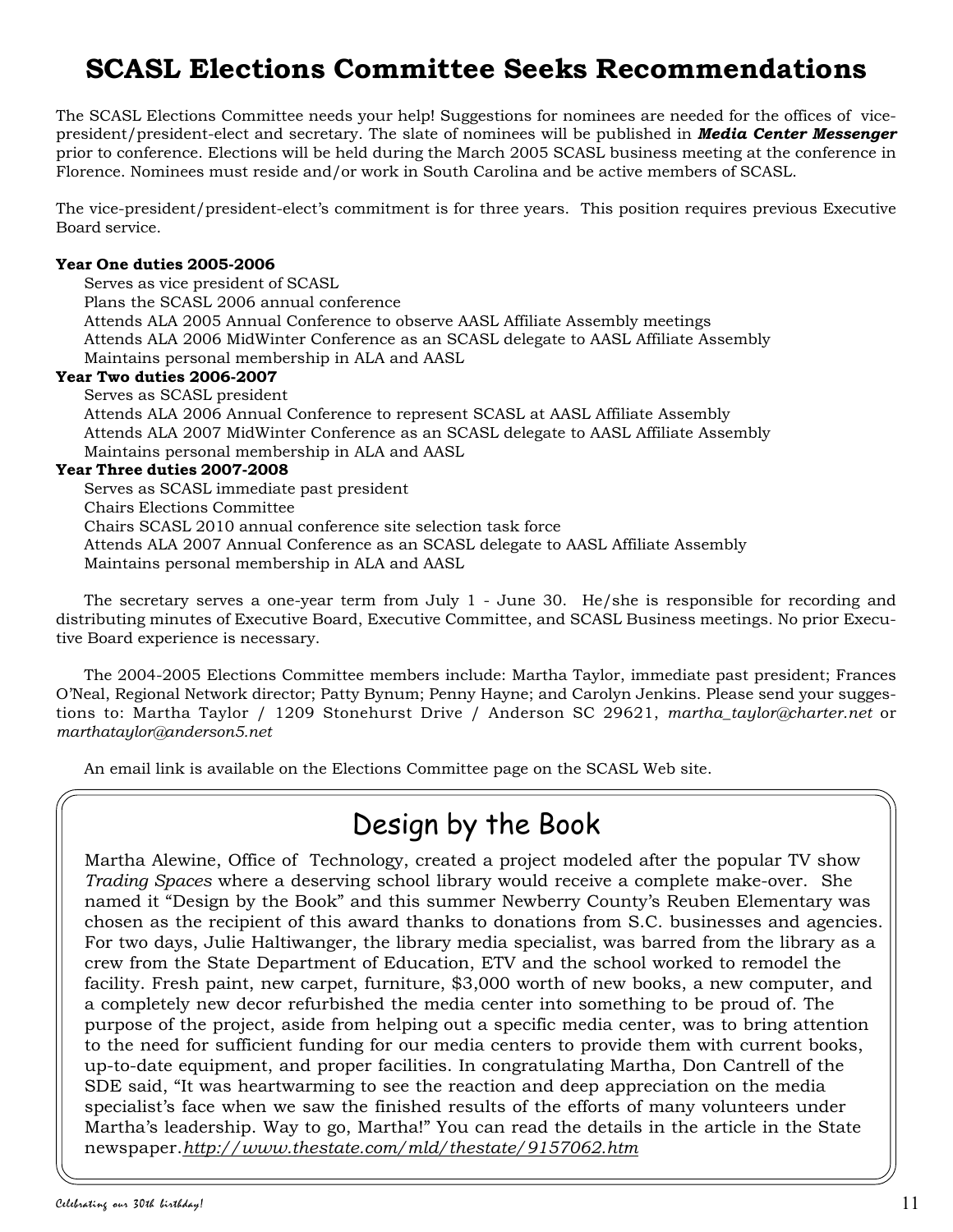# SCASL Elections Committee Seeks Recommendations

The SCASL Elections Committee needs your help! Suggestions for nominees are needed for the offices of vice-president/president-elect and secretary. The slate of nominees will be published in ***Media Center Messenger*** prior to conference. Elections will be held during the March 2005 SCASL business meeting at the conference in Florence. Nominees must reside and/or work in South Carolina and be active members of SCASL.

The vice-president/president-elect's commitment is for three years. This position requires previous Executive Board service.

**Year One duties 2005-2006**

- Serves as vice president of SCASL
- Plans the SCASL 2006 annual conference
- Attends ALA 2005 Annual Conference to observe AASL Affiliate Assembly meetings
- Attends ALA 2006 MidWinter Conference as an SCASL delegate to AASL Affiliate Assembly
- Maintains personal membership in ALA and AASL

**Year Two duties 2006-2007**

- Serves as SCASL president
- Attends ALA 2006 Annual Conference to represent SCASL at AASL Affiliate Assembly
- Attends ALA 2007 MidWinter Conference as an SCASL delegate to AASL Affiliate Assembly
- Maintains personal membership in ALA and AASL

**Year Three duties 2007-2008**

- Serves as SCASL immediate past president
- Chairs Elections Committee
- Chairs SCASL 2010 annual conference site selection task force
- Attends ALA 2007 Annual Conference as an SCASL delegate to AASL Affiliate Assembly
- Maintains personal membership in ALA and AASL

The secretary serves a one-year term from July 1 - June 30. He/she is responsible for recording and distributing minutes of Executive Board, Executive Committee, and SCASL Business meetings. No prior Executive Board experience is necessary.

The 2004-2005 Elections Committee members include: Martha Taylor, immediate past president; Frances O'Neal, Regional Network director; Patty Bynum; Penny Hayne; and Carolyn Jenkins. Please send your suggestions to: Martha Taylor / 1209 Stonehurst Drive / Anderson SC 29621, *martha_taylor@charter.net* or *marthataylor@anderson5.net*

An email link is available on the Elections Committee page on the SCASL Web site.

## Design by the Book

Martha Alewine, Office of Technology, created a project modeled after the popular TV show *Trading Spaces* where a deserving school library would receive a complete make-over. She named it "Design by the Book" and this summer Newberry County's Reuben Elementary was chosen as the recipient of this award thanks to donations from S.C. businesses and agencies. For two days, Julie Haltiwanger, the library media specialist, was barred from the library as a crew from the State Department of Education, ETV and the school worked to remodel the facility. Fresh paint, new carpet, furniture, $3,000 worth of new books, a new computer, and a completely new decor refurbished the media center into something to be proud of. The purpose of the project, aside from helping out a specific media center, was to bring attention to the need for sufficient funding for our media centers to provide them with current books, up-to-date equipment, and proper facilities. In congratulating Martha, Don Cantrell of the SDE said, "It was heartwarming to see the reaction and deep appreciation on the media specialist's face when we saw the finished results of the efforts of many volunteers under Martha's leadership. Way to go, Martha!" You can read the details in the article in the State newspaper.*http://www.thestate.com/mld/thestate/9157062.htm*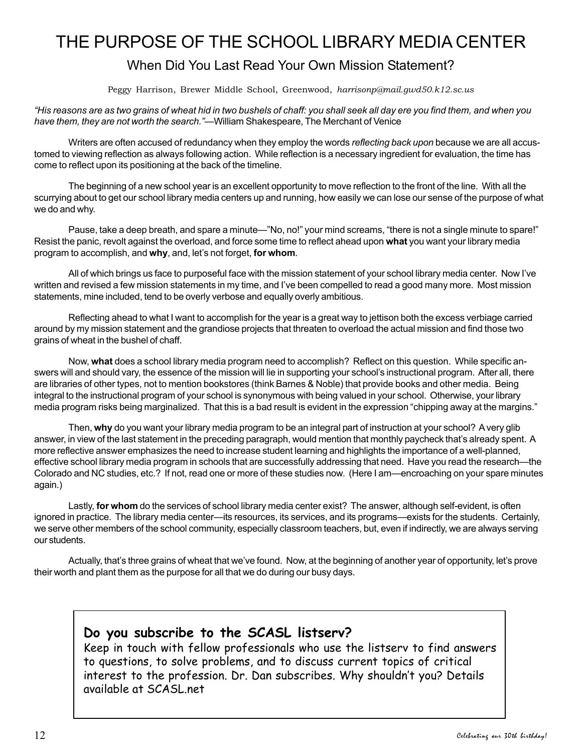# THE PURPOSE OF THE SCHOOL LIBRARY MEDIA CENTER

## When Did You Last Read Your Own Mission Statement?

Peggy Harrison, Brewer Middle School, Greenwood, *harrisonp@mail.gwd50.k12.sc.us*

*"His reasons are as two grains of wheat hid in two bushels of chaff: you shall seek all day ere you find them, and when you have them, they are not worth the search."*—William Shakespeare, The Merchant of Venice

Writers are often accused of redundancy when they employ the words *reflecting back upon* because we are all accustomed to viewing reflection as always following action. While reflection is a necessary ingredient for evaluation, the time has come to reflect upon its positioning at the back of the timeline.

The beginning of a new school year is an excellent opportunity to move reflection to the front of the line. With all the scurrying about to get our school library media centers up and running, how easily we can lose our sense of the purpose of what we do and why.

Pause, take a deep breath, and spare a minute—"No, no!" your mind screams, "there is not a single minute to spare!" Resist the panic, revolt against the overload, and force some time to reflect ahead upon **what** you want your library media program to accomplish, and **why**, and, let's not forget, **for whom**.

All of which brings us face to purposeful face with the mission statement of your school library media center. Now I've written and revised a few mission statements in my time, and I've been compelled to read a good many more. Most mission statements, mine included, tend to be overly verbose and equally overly ambitious.

Reflecting ahead to what I want to accomplish for the year is a great way to jettison both the excess verbiage carried around by my mission statement and the grandiose projects that threaten to overload the actual mission and find those two grains of wheat in the bushel of chaff.

Now, **what** does a school library media program need to accomplish? Reflect on this question. While specific answers will and should vary, the essence of the mission will lie in supporting your school's instructional program. After all, there are libraries of other types, not to mention bookstores (think Barnes & Noble) that provide books and other media. Being integral to the instructional program of your school is synonymous with being valued in your school. Otherwise, your library media program risks being marginalized. That this is a bad result is evident in the expression "chipping away at the margins."

Then, **why** do you want your library media program to be an integral part of instruction at your school? A very glib answer, in view of the last statement in the preceding paragraph, would mention that monthly paycheck that's already spent. A more reflective answer emphasizes the need to increase student learning and highlights the importance of a well-planned, effective school library media program in schools that are successfully addressing that need. Have you read the research—the Colorado and NC studies, etc.? If not, read one or more of these studies now. (Here I am—encroaching on your spare minutes again.)

Lastly, **for whom** do the services of school library media center exist? The answer, although self-evident, is often ignored in practice. The library media center—its resources, its services, and its programs—exists for the students. Certainly, we serve other members of the school community, especially classroom teachers, but, even if indirectly, we are always serving our students.

Actually, that's three grains of wheat that we've found. Now, at the beginning of another year of opportunity, let's prove their worth and plant them as the purpose for all that we do during our busy days.

---

**Do you subscribe to the SCASL listserv?**

Keep in touch with fellow professionals who use the listserv to find answers to questions, to solve problems, and to discuss current topics of critical interest to the profession. Dr. Dan subscribes. Why shouldn't you? Details available at SCASL.net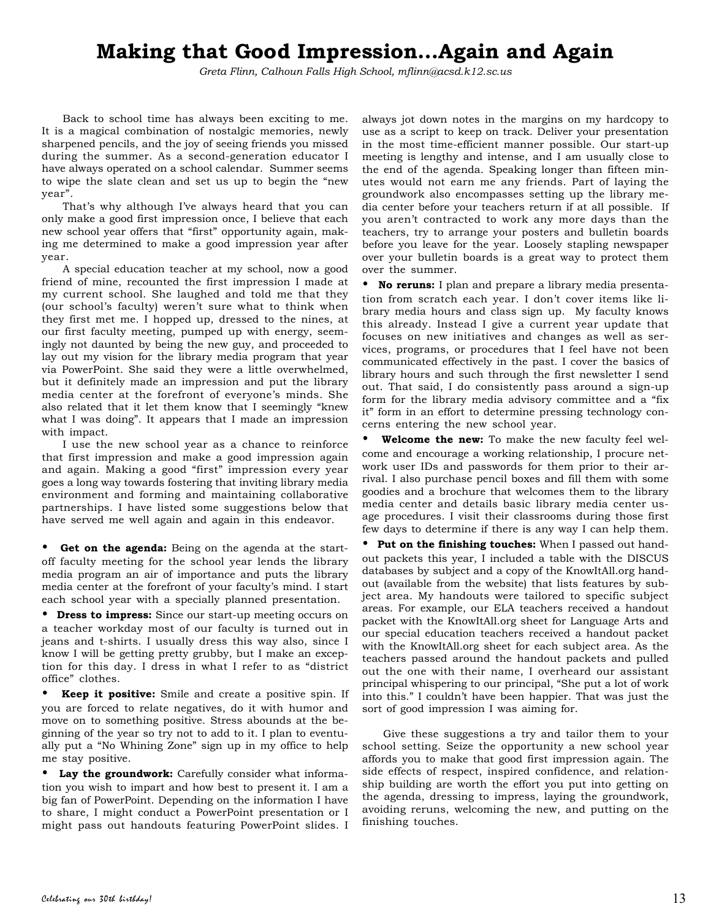# Making that Good Impression...Again and Again

*Greta Flinn, Calhoun Falls High School, mflinn@acsd.k12.sc.us*

Back to school time has always been exciting to me. It is a magical combination of nostalgic memories, newly sharpened pencils, and the joy of seeing friends you missed during the summer. As a second-generation educator I have always operated on a school calendar. Summer seems to wipe the slate clean and set us up to begin the "new year".

That's why although I've always heard that you can only make a good first impression once, I believe that each new school year offers that "first" opportunity again, making me determined to make a good impression year after year.

A special education teacher at my school, now a good friend of mine, recounted the first impression I made at my current school. She laughed and told me that they (our school's faculty) weren't sure what to think when they first met me. I hopped up, dressed to the nines, at our first faculty meeting, pumped up with energy, seemingly not daunted by being the new guy, and proceeded to lay out my vision for the library media program that year via PowerPoint. She said they were a little overwhelmed, but it definitely made an impression and put the library media center at the forefront of everyone's minds. She also related that it let them know that I seemingly "knew what I was doing". It appears that I made an impression with impact.

I use the new school year as a chance to reinforce that first impression and make a good impression again and again. Making a good "first" impression every year goes a long way towards fostering that inviting library media environment and forming and maintaining collaborative partnerships. I have listed some suggestions below that have served me well again and again in this endeavor.

- **Get on the agenda:** Being on the agenda at the start-off faculty meeting for the school year lends the library media program an air of importance and puts the library media center at the forefront of your faculty's mind. I start each school year with a specially planned presentation.
- **Dress to impress:** Since our start-up meeting occurs on a teacher workday most of our faculty is turned out in jeans and t-shirts. I usually dress this way also, since I know I will be getting pretty grubby, but I make an exception for this day. I dress in what I refer to as "district office" clothes.
- **Keep it positive:** Smile and create a positive spin. If you are forced to relate negatives, do it with humor and move on to something positive. Stress abounds at the beginning of the year so try not to add to it. I plan to eventually put a "No Whining Zone" sign up in my office to help me stay positive.
- **Lay the groundwork:** Carefully consider what information you wish to impart and how best to present it. I am a big fan of PowerPoint. Depending on the information I have to share, I might conduct a PowerPoint presentation or I might pass out handouts featuring PowerPoint slides. I always jot down notes in the margins on my hardcopy to use as a script to keep on track. Deliver your presentation in the most time-efficient manner possible. Our start-up meeting is lengthy and intense, and I am usually close to the end of the agenda. Speaking longer than fifteen minutes would not earn me any friends. Part of laying the groundwork also encompasses setting up the library media center before your teachers return if at all possible. If you aren't contracted to work any more days than the teachers, try to arrange your posters and bulletin boards before you leave for the year. Loosely stapling newspaper over your bulletin boards is a great way to protect them over the summer.
- **No reruns:** I plan and prepare a library media presentation from scratch each year. I don't cover items like library media hours and class sign up. My faculty knows this already. Instead I give a current year update that focuses on new initiatives and changes as well as services, programs, or procedures that I feel have not been communicated effectively in the past. I cover the basics of library hours and such through the first newsletter I send out. That said, I do consistently pass around a sign-up form for the library media advisory committee and a "fix it" form in an effort to determine pressing technology concerns entering the new school year.
- **Welcome the new:** To make the new faculty feel welcome and encourage a working relationship, I procure network user IDs and passwords for them prior to their arrival. I also purchase pencil boxes and fill them with some goodies and a brochure that welcomes them to the library media center and details basic library media center usage procedures. I visit their classrooms during those first few days to determine if there is any way I can help them.
- **Put on the finishing touches:** When I passed out handout packets this year, I included a table with the DISCUS databases by subject and a copy of the KnowItAll.org handout (available from the website) that lists features by subject area. My handouts were tailored to specific subject areas. For example, our ELA teachers received a handout packet with the KnowItAll.org sheet for Language Arts and our special education teachers received a handout packet with the KnowItAll.org sheet for each subject area. As the teachers passed around the handout packets and pulled out the one with their name, I overheard our assistant principal whispering to our principal, "She put a lot of work into this." I couldn't have been happier. That was just the sort of good impression I was aiming for.

Give these suggestions a try and tailor them to your school setting. Seize the opportunity a new school year affords you to make that good first impression again. The side effects of respect, inspired confidence, and relationship building are worth the effort you put into getting on the agenda, dressing to impress, laying the groundwork, avoiding reruns, welcoming the new, and putting on the finishing touches.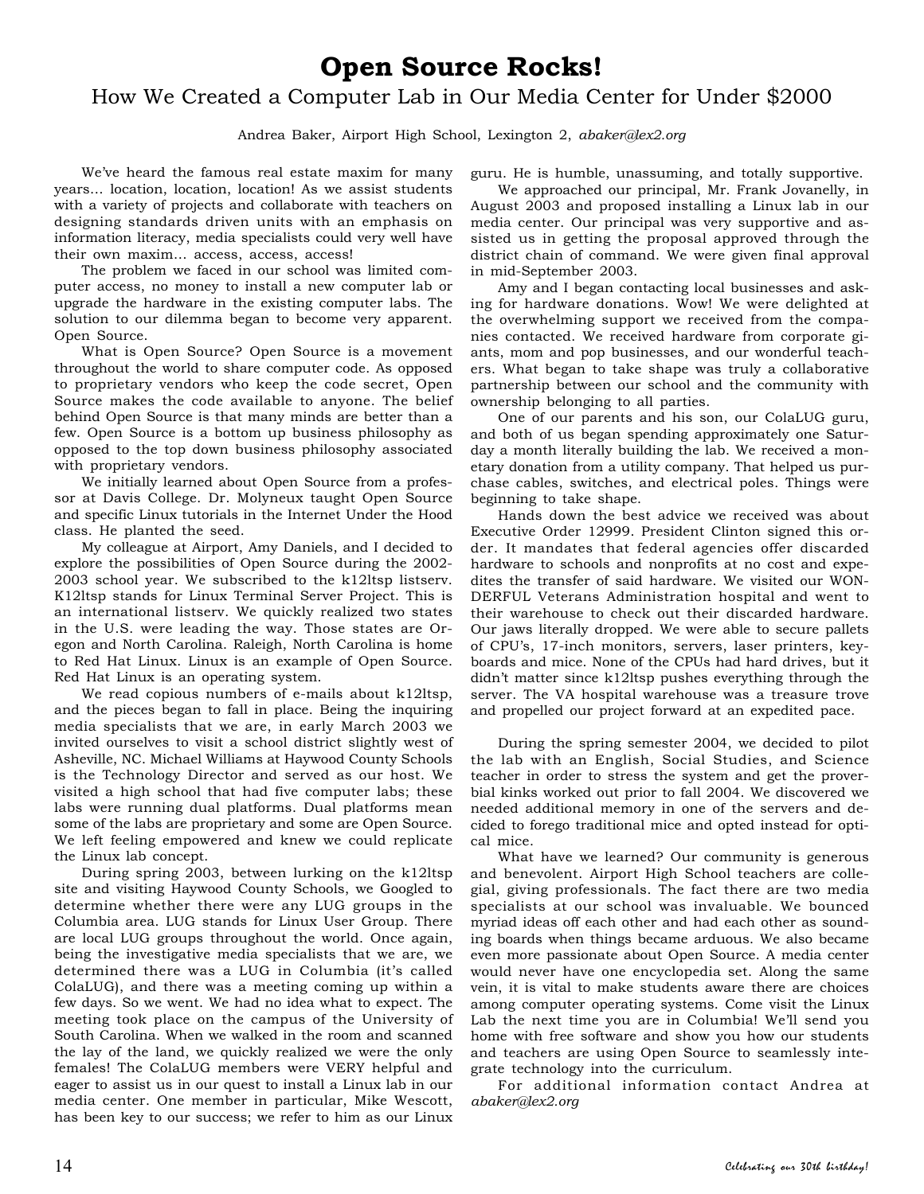# Open Source Rocks!

## How We Created a Computer Lab in Our Media Center for Under $2000

Andrea Baker, Airport High School, Lexington 2, *abaker@lex2.org*

We've heard the famous real estate maxim for many years... location, location, location! As we assist students with a variety of projects and collaborate with teachers on designing standards driven units with an emphasis on information literacy, media specialists could very well have their own maxim... access, access, access!

The problem we faced in our school was limited computer access, no money to install a new computer lab or upgrade the hardware in the existing computer labs. The solution to our dilemma began to become very apparent. Open Source.

What is Open Source? Open Source is a movement throughout the world to share computer code. As opposed to proprietary vendors who keep the code secret, Open Source makes the code available to anyone. The belief behind Open Source is that many minds are better than a few. Open Source is a bottom up business philosophy as opposed to the top down business philosophy associated with proprietary vendors.

We initially learned about Open Source from a professor at Davis College. Dr. Molyneux taught Open Source and specific Linux tutorials in the Internet Under the Hood class. He planted the seed.

My colleague at Airport, Amy Daniels, and I decided to explore the possibilities of Open Source during the 2002-2003 school year. We subscribed to the k12ltsp listserv. K12ltsp stands for Linux Terminal Server Project. This is an international listserv. We quickly realized two states in the U.S. were leading the way. Those states are Oregon and North Carolina. Raleigh, North Carolina is home to Red Hat Linux. Linux is an example of Open Source. Red Hat Linux is an operating system.

We read copious numbers of e-mails about k12ltsp, and the pieces began to fall in place. Being the inquiring media specialists that we are, in early March 2003 we invited ourselves to visit a school district slightly west of Asheville, NC. Michael Williams at Haywood County Schools is the Technology Director and served as our host. We visited a high school that had five computer labs; these labs were running dual platforms. Dual platforms mean some of the labs are proprietary and some are Open Source. We left feeling empowered and knew we could replicate the Linux lab concept.

During spring 2003, between lurking on the k12ltsp site and visiting Haywood County Schools, we Googled to determine whether there were any LUG groups in the Columbia area. LUG stands for Linux User Group. There are local LUG groups throughout the world. Once again, being the investigative media specialists that we are, we determined there was a LUG in Columbia (it's called ColaLUG), and there was a meeting coming up within a few days. So we went. We had no idea what to expect. The meeting took place on the campus of the University of South Carolina. When we walked in the room and scanned the lay of the land, we quickly realized we were the only females! The ColaLUG members were VERY helpful and eager to assist us in our quest to install a Linux lab in our media center. One member in particular, Mike Wescott, has been key to our success; we refer to him as our Linux guru. He is humble, unassuming, and totally supportive.

We approached our principal, Mr. Frank Jovanelly, in August 2003 and proposed installing a Linux lab in our media center. Our principal was very supportive and assisted us in getting the proposal approved through the district chain of command. We were given final approval in mid-September 2003.

Amy and I began contacting local businesses and asking for hardware donations. Wow! We were delighted at the overwhelming support we received from the companies contacted. We received hardware from corporate giants, mom and pop businesses, and our wonderful teachers. What began to take shape was truly a collaborative partnership between our school and the community with ownership belonging to all parties.

One of our parents and his son, our ColaLUG guru, and both of us began spending approximately one Saturday a month literally building the lab. We received a monetary donation from a utility company. That helped us purchase cables, switches, and electrical poles. Things were beginning to take shape.

Hands down the best advice we received was about Executive Order 12999. President Clinton signed this order. It mandates that federal agencies offer discarded hardware to schools and nonprofits at no cost and expedites the transfer of said hardware. We visited our WONDERFUL Veterans Administration hospital and went to their warehouse to check out their discarded hardware. Our jaws literally dropped. We were able to secure pallets of CPU's, 17-inch monitors, servers, laser printers, keyboards and mice. None of the CPUs had hard drives, but it didn't matter since k12ltsp pushes everything through the server. The VA hospital warehouse was a treasure trove and propelled our project forward at an expedited pace.

During the spring semester 2004, we decided to pilot the lab with an English, Social Studies, and Science teacher in order to stress the system and get the proverbial kinks worked out prior to fall 2004. We discovered we needed additional memory in one of the servers and decided to forego traditional mice and opted instead for optical mice.

What have we learned? Our community is generous and benevolent. Airport High School teachers are collegial, giving professionals. The fact there are two media specialists at our school was invaluable. We bounced myriad ideas off each other and had each other as sounding boards when things became arduous. We also became even more passionate about Open Source. A media center would never have one encyclopedia set. Along the same vein, it is vital to make students aware there are choices among computer operating systems. Come visit the Linux Lab the next time you are in Columbia! We'll send you home with free software and show you how our students and teachers are using Open Source to seamlessly integrate technology into the curriculum.

For additional information contact Andrea at *abaker@lex2.org*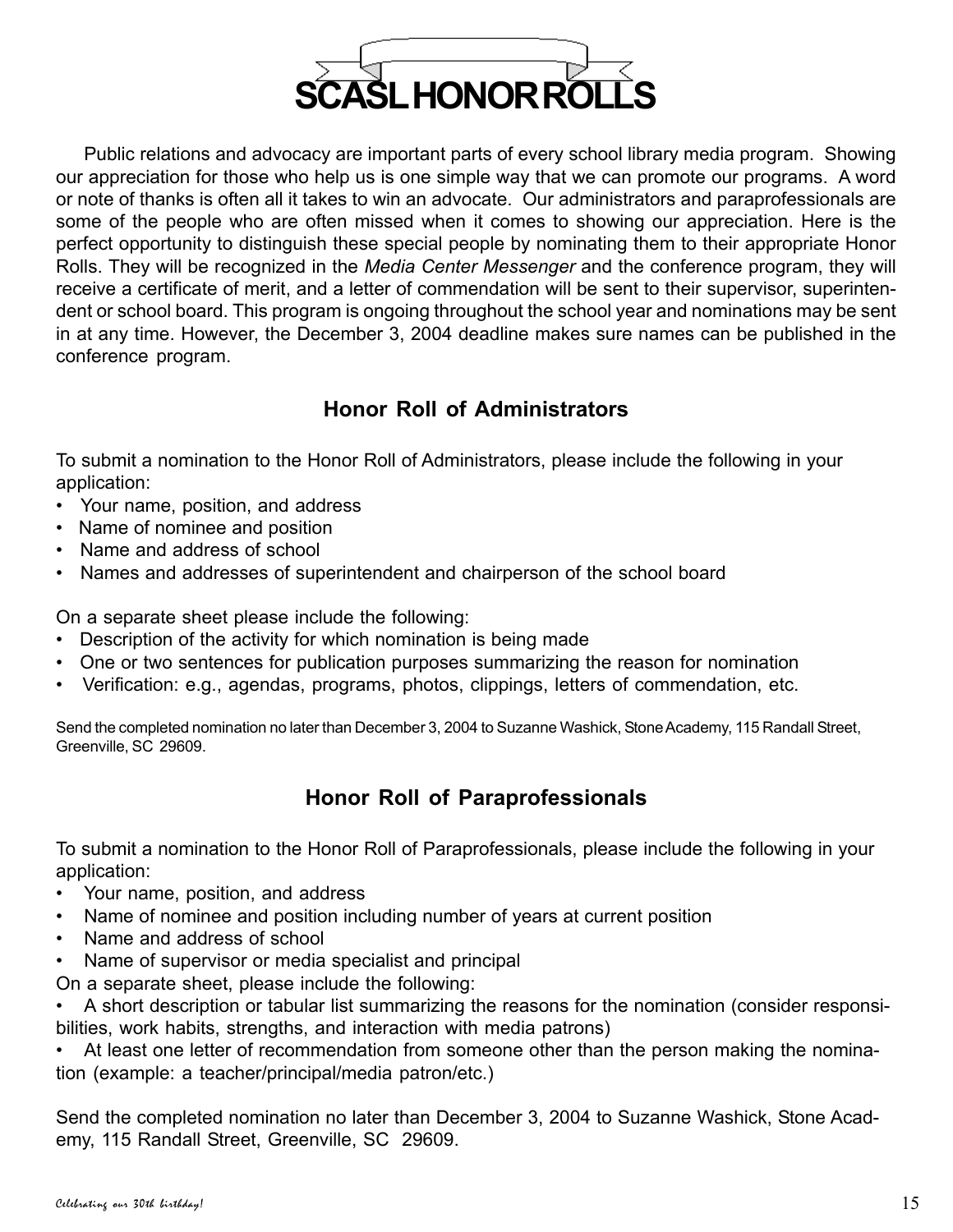# SCASL HONOR ROLLS

Public relations and advocacy are important parts of every school library media program. Showing our appreciation for those who help us is one simple way that we can promote our programs. A word or note of thanks is often all it takes to win an advocate. Our administrators and paraprofessionals are some of the people who are often missed when it comes to showing our appreciation. Here is the perfect opportunity to distinguish these special people by nominating them to their appropriate Honor Rolls. They will be recognized in the *Media Center Messenger* and the conference program, they will receive a certificate of merit, and a letter of commendation will be sent to their supervisor, superintendent or school board. This program is ongoing throughout the school year and nominations may be sent in at any time. However, the December 3, 2004 deadline makes sure names can be published in the conference program.

## Honor Roll of Administrators

To submit a nomination to the Honor Roll of Administrators, please include the following in your application:

- Your name, position, and address
- Name of nominee and position
- Name and address of school
- Names and addresses of superintendent and chairperson of the school board

On a separate sheet please include the following:

- Description of the activity for which nomination is being made
- One or two sentences for publication purposes summarizing the reason for nomination
- Verification: e.g., agendas, programs, photos, clippings, letters of commendation, etc.

Send the completed nomination no later than December 3, 2004 to Suzanne Washick, Stone Academy, 115 Randall Street, Greenville, SC 29609.

## Honor Roll of Paraprofessionals

To submit a nomination to the Honor Roll of Paraprofessionals, please include the following in your application:

- Your name, position, and address
- Name of nominee and position including number of years at current position
- Name and address of school
- Name of supervisor or media specialist and principal

On a separate sheet, please include the following:

- A short description or tabular list summarizing the reasons for the nomination (consider responsibilities, work habits, strengths, and interaction with media patrons)
- At least one letter of recommendation from someone other than the person making the nomination (example: a teacher/principal/media patron/etc.)

Send the completed nomination no later than December 3, 2004 to Suzanne Washick, Stone Academy, 115 Randall Street, Greenville, SC 29609.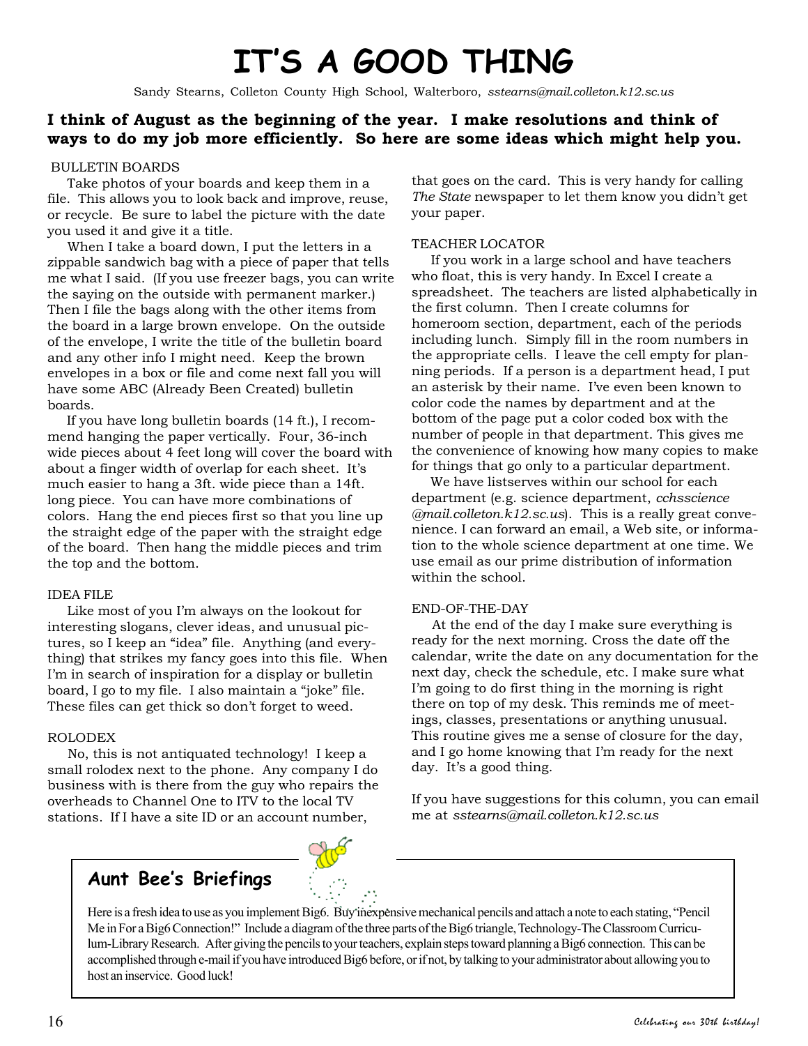# IT'S A GOOD THING

Sandy Stearns, Colleton County High School, Walterboro, *sstearns@mail.colleton.k12.sc.us*

**I think of August as the beginning of the year. I make resolutions and think of ways to do my job more efficiently. So here are some ideas which might help you.**

BULLETIN BOARDS

Take photos of your boards and keep them in a file. This allows you to look back and improve, reuse, or recycle. Be sure to label the picture with the date you used it and give it a title.

When I take a board down, I put the letters in a zippable sandwich bag with a piece of paper that tells me what I said. (If you use freezer bags, you can write the saying on the outside with permanent marker.) Then I file the bags along with the other items from the board in a large brown envelope. On the outside of the envelope, I write the title of the bulletin board and any other info I might need. Keep the brown envelopes in a box or file and come next fall you will have some ABC (Already Been Created) bulletin boards.

If you have long bulletin boards (14 ft.), I recommend hanging the paper vertically. Four, 36-inch wide pieces about 4 feet long will cover the board with about a finger width of overlap for each sheet. It's much easier to hang a 3ft. wide piece than a 14ft. long piece. You can have more combinations of colors. Hang the end pieces first so that you line up the straight edge of the paper with the straight edge of the board. Then hang the middle pieces and trim the top and the bottom.

IDEA FILE

Like most of you I'm always on the lookout for interesting slogans, clever ideas, and unusual pictures, so I keep an "idea" file. Anything (and everything) that strikes my fancy goes into this file. When I'm in search of inspiration for a display or bulletin board, I go to my file. I also maintain a "joke" file. These files can get thick so don't forget to weed.

ROLODEX

No, this is not antiquated technology! I keep a small rolodex next to the phone. Any company I do business with is there from the guy who repairs the overheads to Channel One to ITV to the local TV stations. If I have a site ID or an account number, that goes on the card. This is very handy for calling *The State* newspaper to let them know you didn't get your paper.

TEACHER LOCATOR

If you work in a large school and have teachers who float, this is very handy. In Excel I create a spreadsheet. The teachers are listed alphabetically in the first column. Then I create columns for homeroom section, department, each of the periods including lunch. Simply fill in the room numbers in the appropriate cells. I leave the cell empty for planning periods. If a person is a department head, I put an asterisk by their name. I've even been known to color code the names by department and at the bottom of the page put a color coded box with the number of people in that department. This gives me the convenience of knowing how many copies to make for things that go only to a particular department.

We have listserves within our school for each department (e.g. science department, *cchsscience @mail.colleton.k12.sc.us*). This is a really great convenience. I can forward an email, a Web site, or information to the whole science department at one time. We use email as our prime distribution of information within the school.

END-OF-THE-DAY

At the end of the day I make sure everything is ready for the next morning. Cross the date off the calendar, write the date on any documentation for the next day, check the schedule, etc. I make sure what I'm going to do first thing in the morning is right there on top of my desk. This reminds me of meetings, classes, presentations or anything unusual. This routine gives me a sense of closure for the day, and I go home knowing that I'm ready for the next day. It's a good thing.

If you have suggestions for this column, you can email me at *sstearns@mail.colleton.k12.sc.us*

## Aunt Bee's Briefings

Here is a fresh idea to use as you implement Big6. Buy inexpensive mechanical pencils and attach a note to each stating, "Pencil Me in For a Big6 Connection!" Include a diagram of the three parts of the Big6 triangle, Technology-The Classroom Curriculum-Library Research. After giving the pencils to your teachers, explain steps toward planning a Big6 connection. This can be accomplished through e-mail if you have introduced Big6 before, or if not, by talking to your administrator about allowing you to host an inservice. Good luck!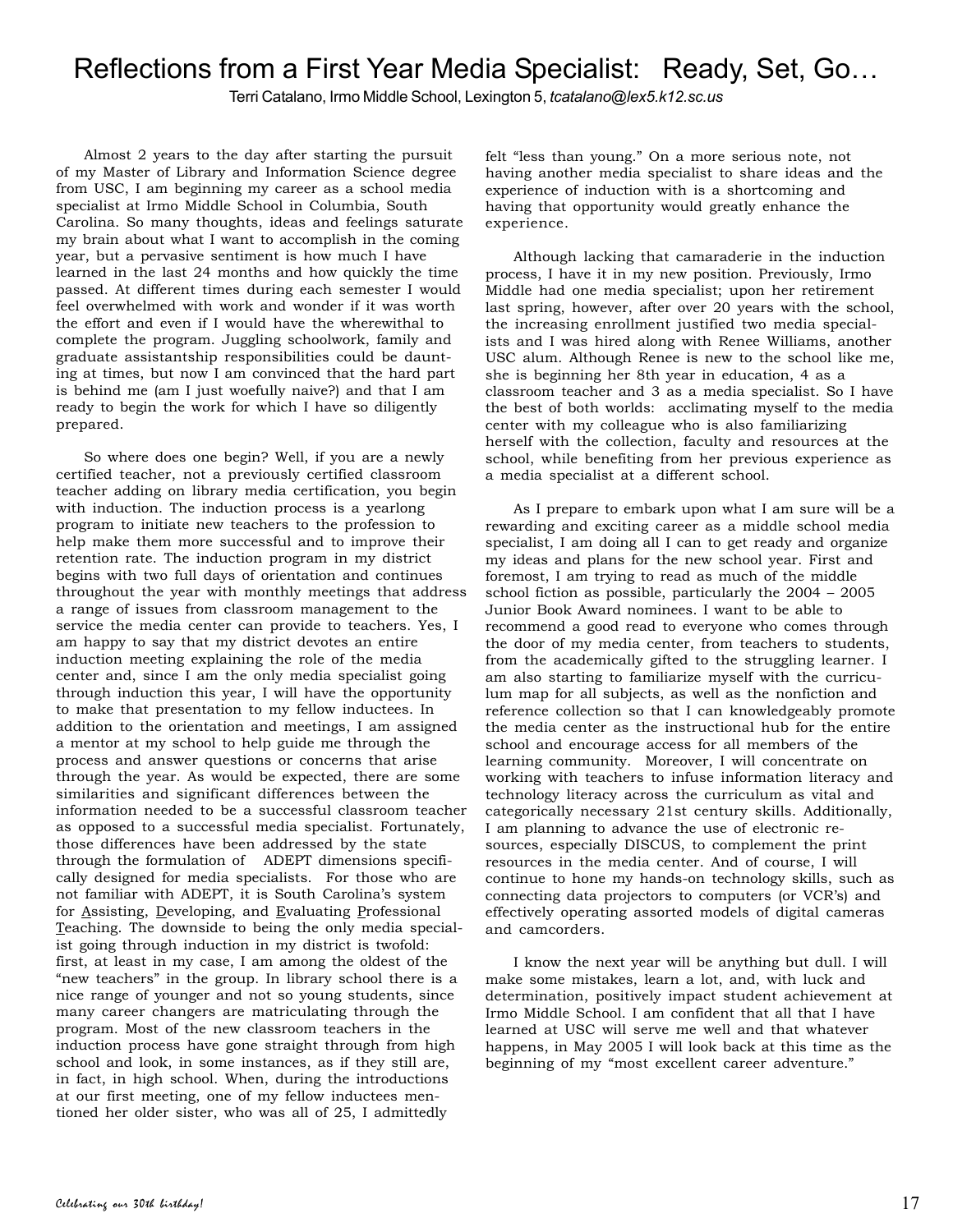# Reflections from a First Year Media Specialist: Ready, Set, Go…

Terri Catalano, Irmo Middle School, Lexington 5, *tcatalano@lex5.k12.sc.us*

Almost 2 years to the day after starting the pursuit of my Master of Library and Information Science degree from USC, I am beginning my career as a school media specialist at Irmo Middle School in Columbia, South Carolina. So many thoughts, ideas and feelings saturate my brain about what I want to accomplish in the coming year, but a pervasive sentiment is how much I have learned in the last 24 months and how quickly the time passed. At different times during each semester I would feel overwhelmed with work and wonder if it was worth the effort and even if I would have the wherewithal to complete the program. Juggling schoolwork, family and graduate assistantship responsibilities could be daunting at times, but now I am convinced that the hard part is behind me (am I just woefully naive?) and that I am ready to begin the work for which I have so diligently prepared.

So where does one begin? Well, if you are a newly certified teacher, not a previously certified classroom teacher adding on library media certification, you begin with induction. The induction process is a yearlong program to initiate new teachers to the profession to help make them more successful and to improve their retention rate. The induction program in my district begins with two full days of orientation and continues throughout the year with monthly meetings that address a range of issues from classroom management to the service the media center can provide to teachers. Yes, I am happy to say that my district devotes an entire induction meeting explaining the role of the media center and, since I am the only media specialist going through induction this year, I will have the opportunity to make that presentation to my fellow inductees. In addition to the orientation and meetings, I am assigned a mentor at my school to help guide me through the process and answer questions or concerns that arise through the year. As would be expected, there are some similarities and significant differences between the information needed to be a successful classroom teacher as opposed to a successful media specialist. Fortunately, those differences have been addressed by the state through the formulation of ADEPT dimensions specifically designed for media specialists. For those who are not familiar with ADEPT, it is South Carolina's system for Assisting, Developing, and Evaluating Professional Teaching. The downside to being the only media specialist going through induction in my district is twofold: first, at least in my case, I am among the oldest of the "new teachers" in the group. In library school there is a nice range of younger and not so young students, since many career changers are matriculating through the program. Most of the new classroom teachers in the induction process have gone straight through from high school and look, in some instances, as if they still are, in fact, in high school. When, during the introductions at our first meeting, one of my fellow inductees mentioned her older sister, who was all of 25, I admittedly felt "less than young." On a more serious note, not having another media specialist to share ideas and the experience of induction with is a shortcoming and having that opportunity would greatly enhance the experience.

Although lacking that camaraderie in the induction process, I have it in my new position. Previously, Irmo Middle had one media specialist; upon her retirement last spring, however, after over 20 years with the school, the increasing enrollment justified two media specialists and I was hired along with Renee Williams, another USC alum. Although Renee is new to the school like me, she is beginning her 8th year in education, 4 as a classroom teacher and 3 as a media specialist. So I have the best of both worlds: acclimating myself to the media center with my colleague who is also familiarizing herself with the collection, faculty and resources at the school, while benefiting from her previous experience as a media specialist at a different school.

As I prepare to embark upon what I am sure will be a rewarding and exciting career as a middle school media specialist, I am doing all I can to get ready and organize my ideas and plans for the new school year. First and foremost, I am trying to read as much of the middle school fiction as possible, particularly the 2004 – 2005 Junior Book Award nominees. I want to be able to recommend a good read to everyone who comes through the door of my media center, from teachers to students, from the academically gifted to the struggling learner. I am also starting to familiarize myself with the curriculum map for all subjects, as well as the nonfiction and reference collection so that I can knowledgeably promote the media center as the instructional hub for the entire school and encourage access for all members of the learning community. Moreover, I will concentrate on working with teachers to infuse information literacy and technology literacy across the curriculum as vital and categorically necessary 21st century skills. Additionally, I am planning to advance the use of electronic resources, especially DISCUS, to complement the print resources in the media center. And of course, I will continue to hone my hands-on technology skills, such as connecting data projectors to computers (or VCR's) and effectively operating assorted models of digital cameras and camcorders.

I know the next year will be anything but dull. I will make some mistakes, learn a lot, and, with luck and determination, positively impact student achievement at Irmo Middle School. I am confident that all that I have learned at USC will serve me well and that whatever happens, in May 2005 I will look back at this time as the beginning of my "most excellent career adventure."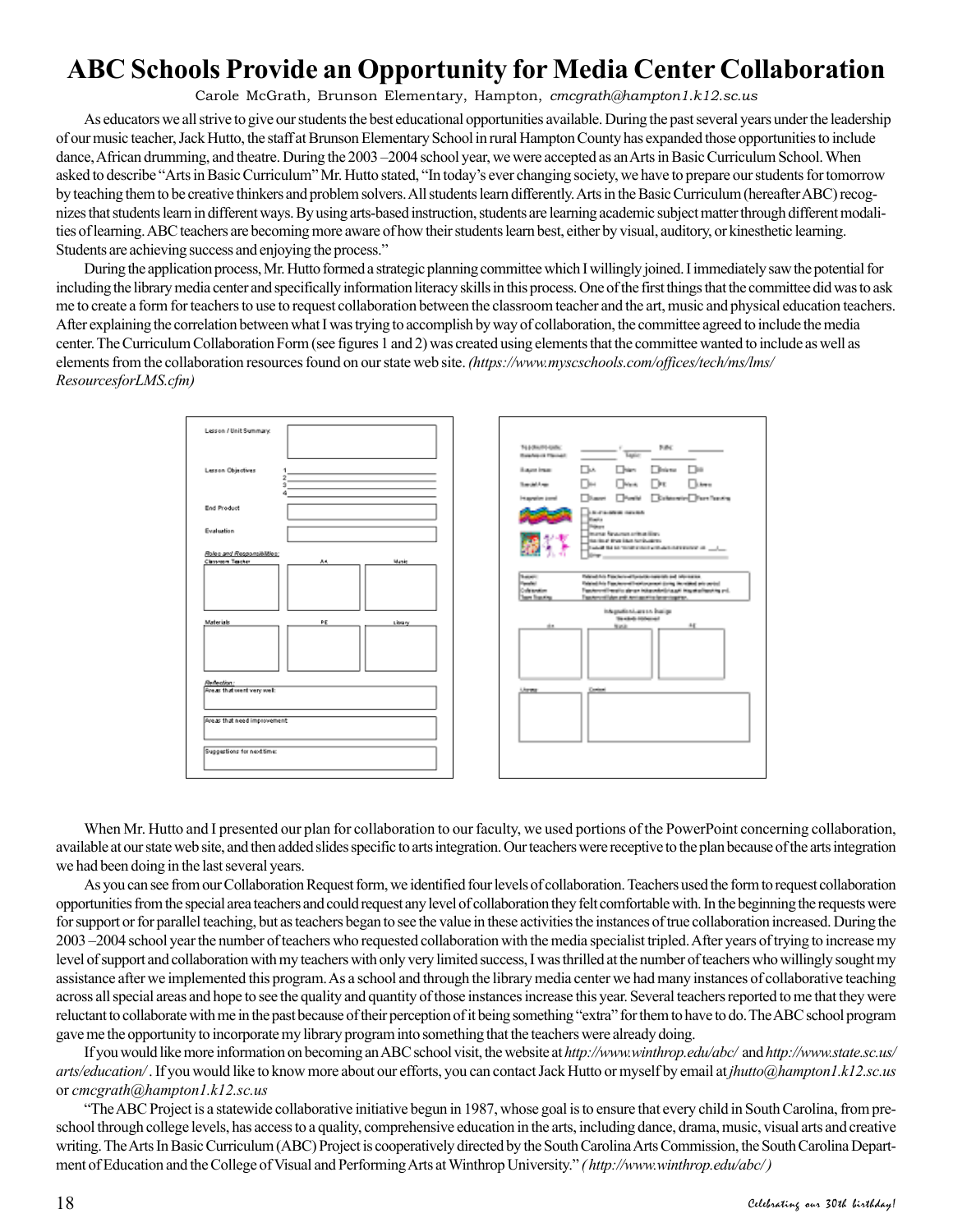# ABC Schools Provide an Opportunity for Media Center Collaboration

Carole McGrath, Brunson Elementary, Hampton, *cmcgrath@hampton1.k12.sc.us*

As educators we all strive to give our students the best educational opportunities available. During the past several years under the leadership of our music teacher, Jack Hutto, the staff at Brunson Elementary School in rural Hampton County has expanded those opportunities to include dance, African drumming, and theatre. During the 2003 –2004 school year, we were accepted as an Arts in Basic Curriculum School. When asked to describe "Arts in Basic Curriculum" Mr. Hutto stated, "In today's ever changing society, we have to prepare our students for tomorrow by teaching them to be creative thinkers and problem solvers. All students learn differently. Arts in the Basic Curriculum (hereafter ABC) recognizes that students learn in different ways. By using arts-based instruction, students are learning academic subject matter through different modalities of learning. ABC teachers are becoming more aware of how their students learn best, either by visual, auditory, or kinesthetic learning. Students are achieving success and enjoying the process."

During the application process, Mr. Hutto formed a strategic planning committee which I willingly joined. I immediately saw the potential for including the library media center and specifically information literacy skills in this process. One of the first things that the committee did was to ask me to create a form for teachers to use to request collaboration between the classroom teacher and the art, music and physical education teachers. After explaining the correlation between what I was trying to accomplish by way of collaboration, the committee agreed to include the media center. The Curriculum Collaboration Form (see figures 1 and 2) was created using elements that the committee wanted to include as well as elements from the collaboration resources found on our state web site. *(https://www.myscschools.com/offices/tech/ms/lms/ResourcesforLMS.cfm)*

When Mr. Hutto and I presented our plan for collaboration to our faculty, we used portions of the PowerPoint concerning collaboration, available at our state web site, and then added slides specific to arts integration. Our teachers were receptive to the plan because of the arts integration we had been doing in the last several years.

As you can see from our Collaboration Request form, we identified four levels of collaboration. Teachers used the form to request collaboration opportunities from the special area teachers and could request any level of collaboration they felt comfortable with. In the beginning the requests were for support or for parallel teaching, but as teachers began to see the value in these activities the instances of true collaboration increased. During the 2003 –2004 school year the number of teachers who requested collaboration with the media specialist tripled. After years of trying to increase my level of support and collaboration with my teachers with only very limited success, I was thrilled at the number of teachers who willingly sought my assistance after we implemented this program. As a school and through the library media center we had many instances of collaborative teaching across all special areas and hope to see the quality and quantity of those instances increase this year. Several teachers reported to me that they were reluctant to collaborate with me in the past because of their perception of it being something "extra" for them to have to do. The ABC school program gave me the opportunity to incorporate my library program into something that the teachers were already doing.

If you would like more information on becoming an ABC school visit, the website at *http://www.winthrop.edu/abc/* and *http://www.state.sc.us/arts/education/*. If you would like to know more about our efforts, you can contact Jack Hutto or myself by email at *jhutto@hampton1.k12.sc.us* or *cmcgrath@hampton1.k12.sc.us*

"The ABC Project is a statewide collaborative initiative begun in 1987, whose goal is to ensure that every child in South Carolina, from pre-school through college levels, has access to a quality, comprehensive education in the arts, including dance, drama, music, visual arts and creative writing. The Arts In Basic Curriculum (ABC) Project is cooperatively directed by the South Carolina Arts Commission, the South Carolina Department of Education and the College of Visual and Performing Arts at Winthrop University." *( http://www.winthrop.edu/abc/ )*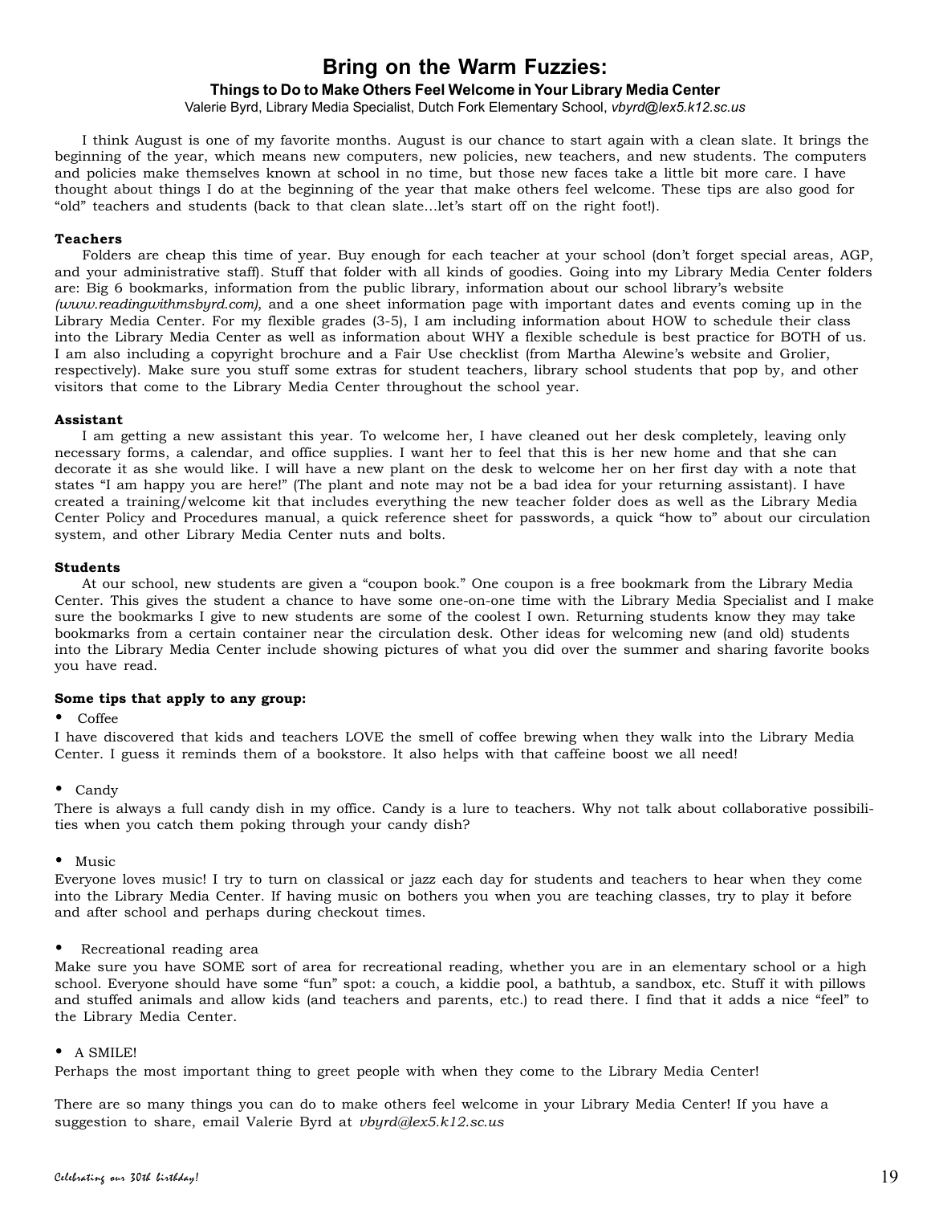# Bring on the Warm Fuzzies:

### Things to Do to Make Others Feel Welcome in Your Library Media Center

Valerie Byrd, Library Media Specialist, Dutch Fork Elementary School, *vbyrd@lex5.k12.sc.us*

I think August is one of my favorite months. August is our chance to start again with a clean slate. It brings the beginning of the year, which means new computers, new policies, new teachers, and new students. The computers and policies make themselves known at school in no time, but those new faces take a little bit more care. I have thought about things I do at the beginning of the year that make others feel welcome. These tips are also good for "old" teachers and students (back to that clean slate...let's start off on the right foot!).

**Teachers**

Folders are cheap this time of year. Buy enough for each teacher at your school (don't forget special areas, AGP, and your administrative staff). Stuff that folder with all kinds of goodies. Going into my Library Media Center folders are: Big 6 bookmarks, information from the public library, information about our school library's website *(www.readingwithmsbyrd.com)*, and a one sheet information page with important dates and events coming up in the Library Media Center. For my flexible grades (3-5), I am including information about HOW to schedule their class into the Library Media Center as well as information about WHY a flexible schedule is best practice for BOTH of us. I am also including a copyright brochure and a Fair Use checklist (from Martha Alewine's website and Grolier, respectively). Make sure you stuff some extras for student teachers, library school students that pop by, and other visitors that come to the Library Media Center throughout the school year.

**Assistant**

I am getting a new assistant this year. To welcome her, I have cleaned out her desk completely, leaving only necessary forms, a calendar, and office supplies. I want her to feel that this is her new home and that she can decorate it as she would like. I will have a new plant on the desk to welcome her on her first day with a note that states "I am happy you are here!" (The plant and note may not be a bad idea for your returning assistant). I have created a training/welcome kit that includes everything the new teacher folder does as well as the Library Media Center Policy and Procedures manual, a quick reference sheet for passwords, a quick "how to" about our circulation system, and other Library Media Center nuts and bolts.

**Students**

At our school, new students are given a "coupon book." One coupon is a free bookmark from the Library Media Center. This gives the student a chance to have some one-on-one time with the Library Media Specialist and I make sure the bookmarks I give to new students are some of the coolest I own. Returning students know they may take bookmarks from a certain container near the circulation desk. Other ideas for welcoming new (and old) students into the Library Media Center include showing pictures of what you did over the summer and sharing favorite books you have read.

**Some tips that apply to any group:**

- Coffee

I have discovered that kids and teachers LOVE the smell of coffee brewing when they walk into the Library Media Center. I guess it reminds them of a bookstore. It also helps with that caffeine boost we all need!

- Candy

There is always a full candy dish in my office. Candy is a lure to teachers. Why not talk about collaborative possibilities when you catch them poking through your candy dish?

- Music

Everyone loves music! I try to turn on classical or jazz each day for students and teachers to hear when they come into the Library Media Center. If having music on bothers you when you are teaching classes, try to play it before and after school and perhaps during checkout times.

- Recreational reading area

Make sure you have SOME sort of area for recreational reading, whether you are in an elementary school or a high school. Everyone should have some "fun" spot: a couch, a kiddie pool, a bathtub, a sandbox, etc. Stuff it with pillows and stuffed animals and allow kids (and teachers and parents, etc.) to read there. I find that it adds a nice "feel" to the Library Media Center.

- A SMILE!

Perhaps the most important thing to greet people with when they come to the Library Media Center!

There are so many things you can do to make others feel welcome in your Library Media Center! If you have a suggestion to share, email Valerie Byrd at *vbyrd@lex5.k12.sc.us*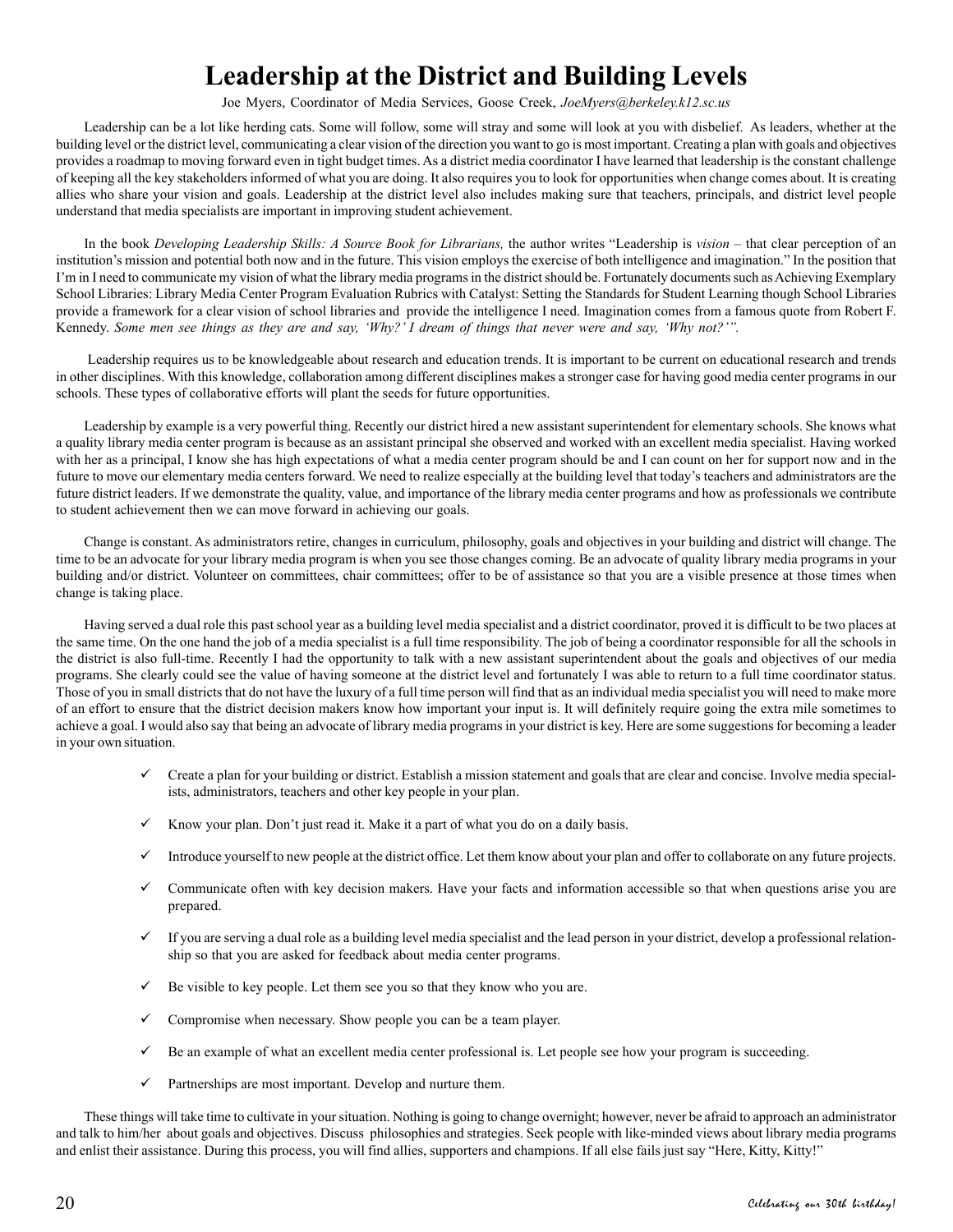# Leadership at the District and Building Levels

Joe Myers, Coordinator of Media Services, Goose Creek, *JoeMyers@berkeley.k12.sc.us*

Leadership can be a lot like herding cats. Some will follow, some will stray and some will look at you with disbelief. As leaders, whether at the building level or the district level, communicating a clear vision of the direction you want to go is most important. Creating a plan with goals and objectives provides a roadmap to moving forward even in tight budget times. As a district media coordinator I have learned that leadership is the constant challenge of keeping all the key stakeholders informed of what you are doing. It also requires you to look for opportunities when change comes about. It is creating allies who share your vision and goals. Leadership at the district level also includes making sure that teachers, principals, and district level people understand that media specialists are important in improving student achievement.

In the book *Developing Leadership Skills: A Source Book for Librarians,* the author writes "Leadership is *vision* – that clear perception of an institution's mission and potential both now and in the future. This vision employs the exercise of both intelligence and imagination." In the position that I'm in I need to communicate my vision of what the library media programs in the district should be. Fortunately documents such as Achieving Exemplary School Libraries: Library Media Center Program Evaluation Rubrics with Catalyst: Setting the Standards for Student Learning though School Libraries provide a framework for a clear vision of school libraries and provide the intelligence I need. Imagination comes from a famous quote from Robert F. Kennedy. *Some men see things as they are and say, 'Why?' I dream of things that never were and say, 'Why not?'".*

Leadership requires us to be knowledgeable about research and education trends. It is important to be current on educational research and trends in other disciplines. With this knowledge, collaboration among different disciplines makes a stronger case for having good media center programs in our schools. These types of collaborative efforts will plant the seeds for future opportunities.

Leadership by example is a very powerful thing. Recently our district hired a new assistant superintendent for elementary schools. She knows what a quality library media center program is because as an assistant principal she observed and worked with an excellent media specialist. Having worked with her as a principal, I know she has high expectations of what a media center program should be and I can count on her for support now and in the future to move our elementary media centers forward. We need to realize especially at the building level that today's teachers and administrators are the future district leaders. If we demonstrate the quality, value, and importance of the library media center programs and how as professionals we contribute to student achievement then we can move forward in achieving our goals.

Change is constant. As administrators retire, changes in curriculum, philosophy, goals and objectives in your building and district will change. The time to be an advocate for your library media program is when you see those changes coming. Be an advocate of quality library media programs in your building and/or district. Volunteer on committees, chair committees; offer to be of assistance so that you are a visible presence at those times when change is taking place.

Having served a dual role this past school year as a building level media specialist and a district coordinator, proved it is difficult to be two places at the same time. On the one hand the job of a media specialist is a full time responsibility. The job of being a coordinator responsible for all the schools in the district is also full-time. Recently I had the opportunity to talk with a new assistant superintendent about the goals and objectives of our media programs. She clearly could see the value of having someone at the district level and fortunately I was able to return to a full time coordinator status. Those of you in small districts that do not have the luxury of a full time person will find that as an individual media specialist you will need to make more of an effort to ensure that the district decision makers know how important your input is. It will definitely require going the extra mile sometimes to achieve a goal. I would also say that being an advocate of library media programs in your district is key. Here are some suggestions for becoming a leader in your own situation.

- ✓ Create a plan for your building or district. Establish a mission statement and goals that are clear and concise. Involve media specialists, administrators, teachers and other key people in your plan.
- ✓ Know your plan. Don't just read it. Make it a part of what you do on a daily basis.
- ✓ Introduce yourself to new people at the district office. Let them know about your plan and offer to collaborate on any future projects.
- ✓ Communicate often with key decision makers. Have your facts and information accessible so that when questions arise you are prepared.
- ✓ If you are serving a dual role as a building level media specialist and the lead person in your district, develop a professional relationship so that you are asked for feedback about media center programs.
- ✓ Be visible to key people. Let them see you so that they know who you are.
- ✓ Compromise when necessary. Show people you can be a team player.
- ✓ Be an example of what an excellent media center professional is. Let people see how your program is succeeding.
- ✓ Partnerships are most important. Develop and nurture them.

These things will take time to cultivate in your situation. Nothing is going to change overnight; however, never be afraid to approach an administrator and talk to him/her about goals and objectives. Discuss philosophies and strategies. Seek people with like-minded views about library media programs and enlist their assistance. During this process, you will find allies, supporters and champions. If all else fails just say "Here, Kitty, Kitty!"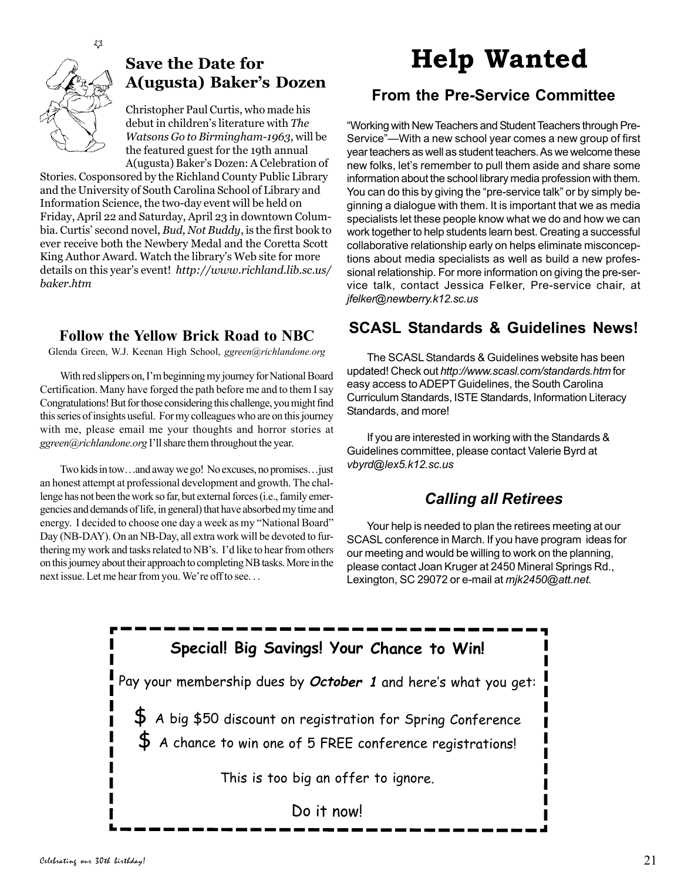## Save the Date for A(ugusta) Baker's Dozen

Christopher Paul Curtis, who made his debut in children's literature with *The Watsons Go to Birmingham-1963*, will be the featured guest for the 19th annual A(ugusta) Baker's Dozen: A Celebration of Stories. Cosponsored by the Richland County Public Library and the University of South Carolina School of Library and Information Science, the two-day event will be held on Friday, April 22 and Saturday, April 23 in downtown Columbia. Curtis' second novel, *Bud, Not Buddy*, is the first book to ever receive both the Newbery Medal and the Coretta Scott King Author Award. Watch the library's Web site for more details on this year's event! *http://www.richland.lib.sc.us/baker.htm*

### Follow the Yellow Brick Road to NBC

Glenda Green, W.J. Keenan High School, *ggreen@richlandone.org*

With red slippers on, I'm beginning my journey for National Board Certification. Many have forged the path before me and to them I say Congratulations! But for those considering this challenge, you might find this series of insights useful. For my colleagues who are on this journey with me, please email me your thoughts and horror stories at *ggreen@richlandone.org* I'll share them throughout the year.

Two kids in tow…and away we go! No excuses, no promises…just an honest attempt at professional development and growth. The challenge has not been the work so far, but external forces (i.e., family emergencies and demands of life, in general) that have absorbed my time and energy. I decided to choose one day a week as my "National Board" Day (NB-DAY). On an NB-Day, all extra work will be devoted to furthering my work and tasks related to NB's. I'd like to hear from others on this journey about their approach to completing NB tasks. More in the next issue. Let me hear from you. We're off to see. . .

# Help Wanted

## From the Pre-Service Committee

"Working with New Teachers and Student Teachers through Pre-Service"—With a new school year comes a new group of first year teachers as well as student teachers. As we welcome these new folks, let's remember to pull them aside and share some information about the school library media profession with them. You can do this by giving the "pre-service talk" or by simply beginning a dialogue with them. It is important that we as media specialists let these people know what we do and how we can work together to help students learn best. Creating a successful collaborative relationship early on helps eliminate misconceptions about media specialists as well as build a new professional relationship. For more information on giving the pre-service talk, contact Jessica Felker, Pre-service chair, at *jfelker@newberry.k12.sc.us*

## SCASL Standards & Guidelines News!

The SCASL Standards & Guidelines website has been updated! Check out *http://www.scasl.com/standards.htm* for easy access to ADEPT Guidelines, the South Carolina Curriculum Standards, ISTE Standards, Information Literacy Standards, and more!

If you are interested in working with the Standards & Guidelines committee, please contact Valerie Byrd at *vbyrd@lex5.k12.sc.us*

## *Calling all Retirees*

Your help is needed to plan the retirees meeting at our SCASL conference in March. If you have program ideas for our meeting and would be willing to work on the planning, please contact Joan Kruger at 2450 Mineral Springs Rd., Lexington, SC 29072 or e-mail at *mjk2450@att.net.*

**Special! Big Savings! Your Chance to Win!**

Pay your membership dues by ***October 1*** and here's what you get:

$ A big $50 discount on registration for Spring Conference

$ A chance to win one of 5 FREE conference registrations!

This is too big an offer to ignore.

Do it now!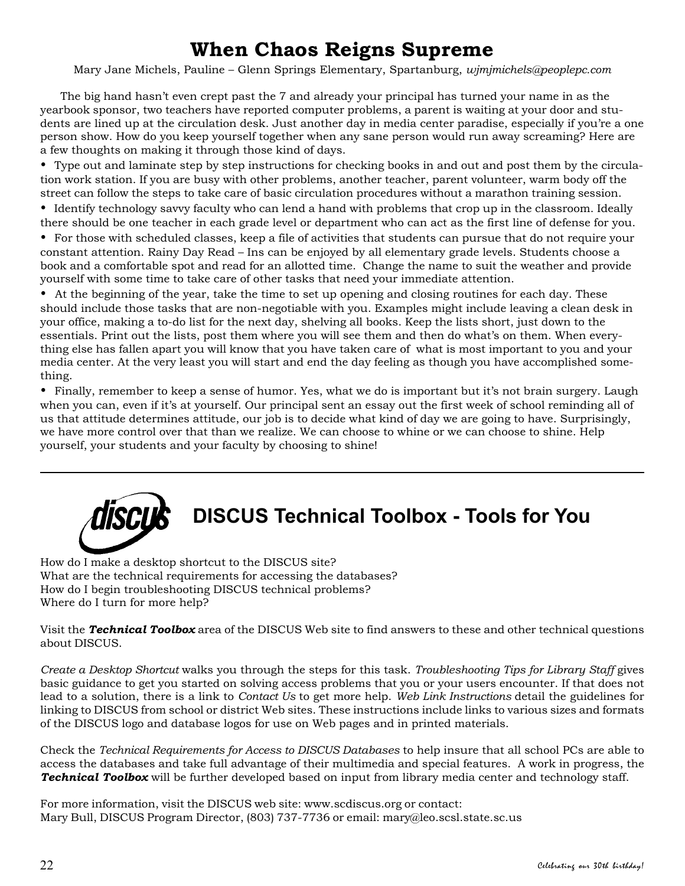# When Chaos Reigns Supreme

Mary Jane Michels, Pauline – Glenn Springs Elementary, Spartanburg, *wjmjmichels@peoplepc.com*

The big hand hasn't even crept past the 7 and already your principal has turned your name in as the yearbook sponsor, two teachers have reported computer problems, a parent is waiting at your door and students are lined up at the circulation desk. Just another day in media center paradise, especially if you're a one person show. How do you keep yourself together when any sane person would run away screaming? Here are a few thoughts on making it through those kind of days.

- Type out and laminate step by step instructions for checking books in and out and post them by the circulation work station. If you are busy with other problems, another teacher, parent volunteer, warm body off the street can follow the steps to take care of basic circulation procedures without a marathon training session.
- Identify technology savvy faculty who can lend a hand with problems that crop up in the classroom. Ideally there should be one teacher in each grade level or department who can act as the first line of defense for you.
- For those with scheduled classes, keep a file of activities that students can pursue that do not require your constant attention. Rainy Day Read – Ins can be enjoyed by all elementary grade levels. Students choose a book and a comfortable spot and read for an allotted time. Change the name to suit the weather and provide yourself with some time to take care of other tasks that need your immediate attention.
- At the beginning of the year, take the time to set up opening and closing routines for each day. These should include those tasks that are non-negotiable with you. Examples might include leaving a clean desk in your office, making a to-do list for the next day, shelving all books. Keep the lists short, just down to the essentials. Print out the lists, post them where you will see them and then do what's on them. When everything else has fallen apart you will know that you have taken care of what is most important to you and your media center. At the very least you will start and end the day feeling as though you have accomplished something.
- Finally, remember to keep a sense of humor. Yes, what we do is important but it's not brain surgery. Laugh when you can, even if it's at yourself. Our principal sent an essay out the first week of school reminding all of us that attitude determines attitude, our job is to decide what kind of day we are going to have. Surprisingly, we have more control over that than we realize. We can choose to whine or we can choose to shine. Help yourself, your students and your faculty by choosing to shine!

---

# DISCUS Technical Toolbox - Tools for You

How do I make a desktop shortcut to the DISCUS site?
What are the technical requirements for accessing the databases?
How do I begin troubleshooting DISCUS technical problems?
Where do I turn for more help?

Visit the ***Technical Toolbox*** area of the DISCUS Web site to find answers to these and other technical questions about DISCUS.

*Create a Desktop Shortcut* walks you through the steps for this task. *Troubleshooting Tips for Library Staff* gives basic guidance to get you started on solving access problems that you or your users encounter. If that does not lead to a solution, there is a link to *Contact Us* to get more help. *Web Link Instructions* detail the guidelines for linking to DISCUS from school or district Web sites. These instructions include links to various sizes and formats of the DISCUS logo and database logos for use on Web pages and in printed materials.

Check the *Technical Requirements for Access to DISCUS Databases* to help insure that all school PCs are able to access the databases and take full advantage of their multimedia and special features. A work in progress, the ***Technical Toolbox*** will be further developed based on input from library media center and technology staff.

For more information, visit the DISCUS web site: www.scdiscus.org or contact:
Mary Bull, DISCUS Program Director, (803) 737-7736 or email: mary@leo.scsl.state.sc.us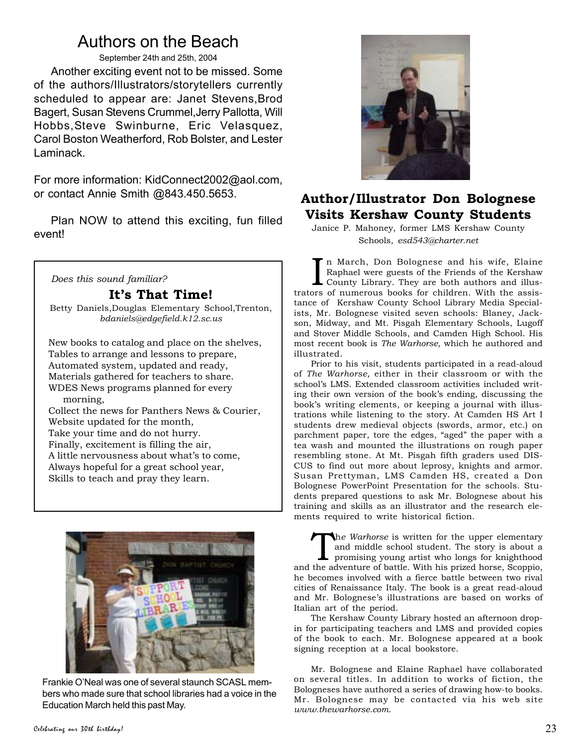# Authors on the Beach

September 24th and 25th, 2004

Another exciting event not to be missed. Some of the authors/Illustrators/storytellers currently scheduled to appear are: Janet Stevens,Brod Bagert, Susan Stevens Crummel,Jerry Pallotta, Will Hobbs,Steve Swinburne, Eric Velasquez, Carol Boston Weatherford, Rob Bolster, and Lester Laminack.

For more information: KidConnect2002@aol.com, or contact Annie Smith @843.450.5653.

Plan NOW to attend this exciting, fun filled event!

*Does this sound familiar?*

## It's That Time!

Betty Daniels,Douglas Elementary School,Trenton, *bdaniels@edgefield.k12.sc.us*

New books to catalog and place on the shelves,
Tables to arrange and lessons to prepare,
Automated system, updated and ready,
Materials gathered for teachers to share.
WDES News programs planned for every morning,
Collect the news for Panthers News & Courier,
Website updated for the month,
Take your time and do not hurry.
Finally, excitement is filling the air,
A little nervousness about what's to come,
Always hopeful for a great school year,
Skills to teach and pray they learn.

Frankie O'Neal was one of several staunch SCASL members who made sure that school libraries had a voice in the Education March held this past May.

## Author/Illustrator Don Bolognese Visits Kershaw County Students

Janice P. Mahoney, former LMS Kershaw County Schools, *esd543@charter.net*

In March, Don Bolognese and his wife, Elaine Raphael were guests of the Friends of the Kershaw County Library. They are both authors and illustrators of numerous books for children. With the assistance of Kershaw County School Library Media Specialists, Mr. Bolognese visited seven schools: Blaney, Jackson, Midway, and Mt. Pisgah Elementary Schools, Lugoff and Stover Middle Schools, and Camden High School. His most recent book is *The Warhorse,* which he authored and illustrated.

Prior to his visit, students participated in a read-aloud of *The Warhorse,* either in their classroom or with the school's LMS. Extended classroom activities included writing their own version of the book's ending, discussing the book's writing elements, or keeping a journal with illustrations while listening to the story. At Camden HS Art I students drew medieval objects (swords, armor, etc.) on parchment paper, tore the edges, "aged" the paper with a tea wash and mounted the illustrations on rough paper resembling stone. At Mt. Pisgah fifth graders used DISCUS to find out more about leprosy, knights and armor. Susan Prettyman, LMS Camden HS, created a Don Bolognese PowerPoint Presentation for the schools. Students prepared questions to ask Mr. Bolognese about his training and skills as an illustrator and the research elements required to write historical fiction.

*The Warhorse* is written for the upper elementary and middle school student. The story is about a promising young artist who longs for knighthood and the adventure of battle. With his prized horse, Scoppio, he becomes involved with a fierce battle between two rival cities of Renaissance Italy. The book is a great read-aloud and Mr. Bolognese's illustrations are based on works of Italian art of the period.

The Kershaw County Library hosted an afternoon drop-in for participating teachers and LMS and provided copies of the book to each. Mr. Bolognese appeared at a book signing reception at a local bookstore.

Mr. Bolognese and Elaine Raphael have collaborated on several titles. In addition to works of fiction, the Bologneses have authored a series of drawing how-to books. Mr. Bolognese may be contacted via his web site *www.thewarhorse.com.*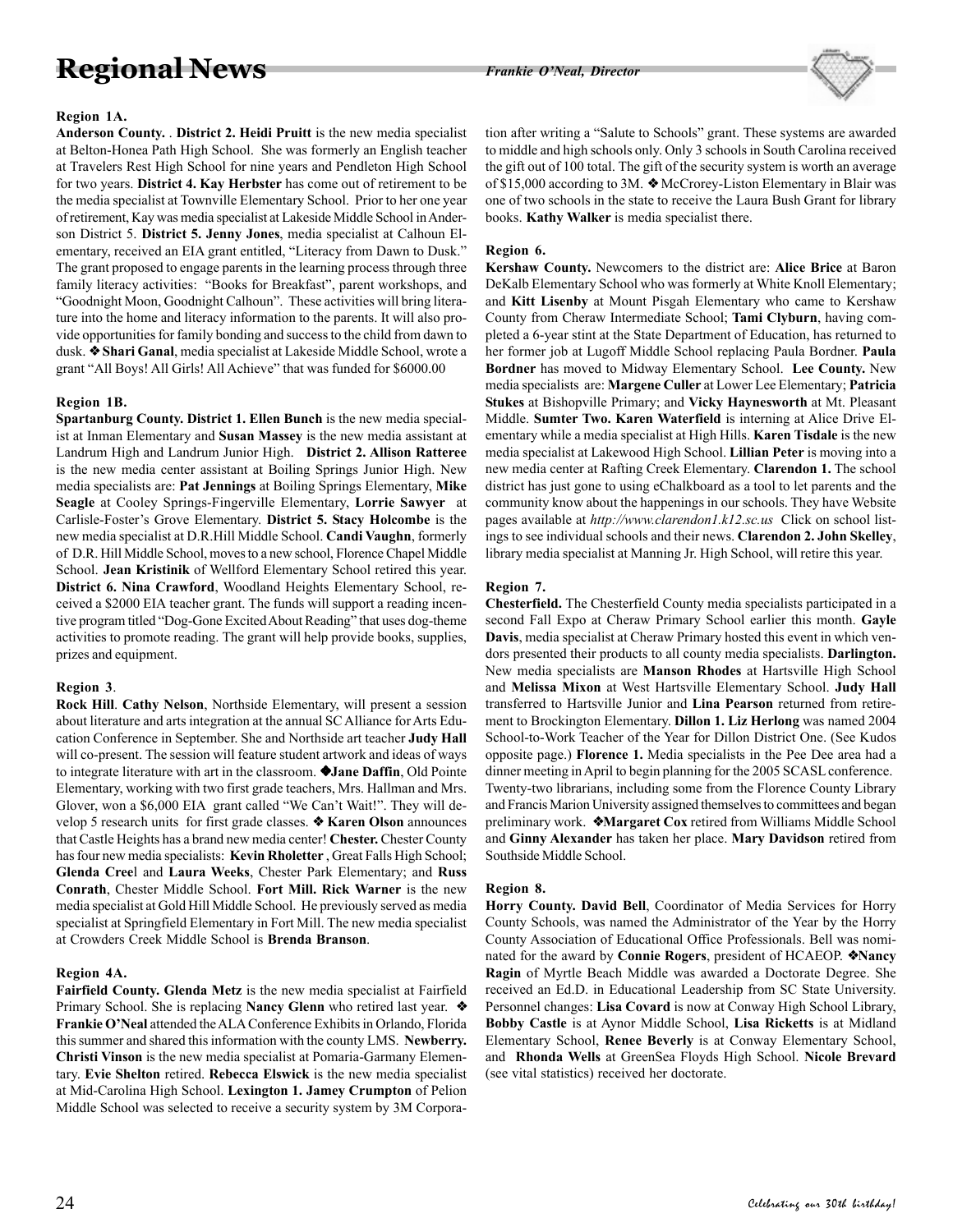# Regional News

*Frankie O'Neal, Director*

**Region 1A.**

**Anderson County.** . **District 2. Heidi Pruitt** is the new media specialist at Belton-Honea Path High School. She was formerly an English teacher at Travelers Rest High School for nine years and Pendleton High School for two years. **District 4. Kay Herbster** has come out of retirement to be the media specialist at Townville Elementary School. Prior to her one year of retirement, Kay was media specialist at Lakeside Middle School in Anderson District 5. **District 5. Jenny Jones**, media specialist at Calhoun Elementary, received an EIA grant entitled, "Literacy from Dawn to Dusk." The grant proposed to engage parents in the learning process through three family literacy activities: "Books for Breakfast", parent workshops, and "Goodnight Moon, Goodnight Calhoun". These activities will bring literature into the home and literacy information to the parents. It will also provide opportunities for family bonding and success to the child from dawn to dusk. ❖ **Shari Ganal**, media specialist at Lakeside Middle School, wrote a grant "All Boys! All Girls! All Achieve" that was funded for $6000.00

**Region 1B.**

**Spartanburg County. District 1. Ellen Bunch** is the new media specialist at Inman Elementary and **Susan Massey** is the new media assistant at Landrum High and Landrum Junior High. **District 2. Allison Ratteree** is the new media center assistant at Boiling Springs Junior High. New media specialists are: **Pat Jennings** at Boiling Springs Elementary, **Mike Seagle** at Cooley Springs-Fingerville Elementary, **Lorrie Sawyer** at Carlisle-Foster's Grove Elementary. **District 5. Stacy Holcombe** is the new media specialist at D.R.Hill Middle School. **Candi Vaughn**, formerly of D.R. Hill Middle School, moves to a new school, Florence Chapel Middle School. **Jean Kristinik** of Wellford Elementary School retired this year. **District 6. Nina Crawford**, Woodland Heights Elementary School, received a $2000 EIA teacher grant. The funds will support a reading incentive program titled "Dog-Gone Excited About Reading" that uses dog-theme activities to promote reading. The grant will help provide books, supplies, prizes and equipment.

**Region 3**.

**Rock Hill**. **Cathy Nelson**, Northside Elementary, will present a session about literature and arts integration at the annual SC Alliance for Arts Education Conference in September. She and Northside art teacher **Judy Hall** will co-present. The session will feature student artwork and ideas of ways to integrate literature with art in the classroom. ❖**Jane Daffin**, Old Pointe Elementary, working with two first grade teachers, Mrs. Hallman and Mrs. Glover, won a $6,000 EIA grant called "We Can't Wait!". They will develop 5 research units for first grade classes. ❖ **Karen Olson** announces that Castle Heights has a brand new media center! **Chester.** Chester County has four new media specialists: **Kevin Rholetter** , Great Falls High School; **Glenda Cree**l and **Laura Weeks**, Chester Park Elementary; and **Russ Conrath**, Chester Middle School. **Fort Mill. Rick Warner** is the new media specialist at Gold Hill Middle School. He previously served as media specialist at Springfield Elementary in Fort Mill. The new media specialist at Crowders Creek Middle School is **Brenda Branson**.

**Region 4A.**

**Fairfield County. Glenda Metz** is the new media specialist at Fairfield Primary School. She is replacing **Nancy Glenn** who retired last year. ❖ **Frankie O'Neal** attended the ALA Conference Exhibits in Orlando, Florida this summer and shared this information with the county LMS. **Newberry. Christi Vinson** is the new media specialist at Pomaria-Garmany Elementary. **Evie Shelton** retired. **Rebecca Elswick** is the new media specialist at Mid-Carolina High School. **Lexington 1. Jamey Crumpton** of Pelion Middle School was selected to receive a security system by 3M Corporation after writing a "Salute to Schools" grant. These systems are awarded to middle and high schools only. Only 3 schools in South Carolina received the gift out of 100 total. The gift of the security system is worth an average of $15,000 according to 3M. ❖ McCrorey-Liston Elementary in Blair was one of two schools in the state to receive the Laura Bush Grant for library books. **Kathy Walker** is media specialist there.

**Region 6.**

**Kershaw County.** Newcomers to the district are: **Alice Brice** at Baron DeKalb Elementary School who was formerly at White Knoll Elementary; and **Kitt Lisenby** at Mount Pisgah Elementary who came to Kershaw County from Cheraw Intermediate School; **Tami Clyburn**, having completed a 6-year stint at the State Department of Education, has returned to her former job at Lugoff Middle School replacing Paula Bordner. **Paula Bordner** has moved to Midway Elementary School. **Lee County.** New media specialists are: **Margene Culler** at Lower Lee Elementary; **Patricia Stukes** at Bishopville Primary; and **Vicky Haynesworth** at Mt. Pleasant Middle. **Sumter Two. Karen Waterfield** is interning at Alice Drive Elementary while a media specialist at High Hills. **Karen Tisdale** is the new media specialist at Lakewood High School. **Lillian Peter** is moving into a new media center at Rafting Creek Elementary. **Clarendon 1.** The school district has just gone to using eChalkboard as a tool to let parents and the community know about the happenings in our schools. They have Website pages available at *http://www.clarendon1.k12.sc.us* Click on school listings to see individual schools and their news. **Clarendon 2. John Skelley**, library media specialist at Manning Jr. High School, will retire this year.

**Region 7.**

**Chesterfield.** The Chesterfield County media specialists participated in a second Fall Expo at Cheraw Primary School earlier this month. **Gayle Davis**, media specialist at Cheraw Primary hosted this event in which vendors presented their products to all county media specialists. **Darlington.** New media specialists are **Manson Rhodes** at Hartsville High School and **Melissa Mixon** at West Hartsville Elementary School. **Judy Hall** transferred to Hartsville Junior and **Lina Pearson** returned from retirement to Brockington Elementary. **Dillon 1. Liz Herlong** was named 2004 School-to-Work Teacher of the Year for Dillon District One. (See Kudos opposite page.) **Florence 1.** Media specialists in the Pee Dee area had a dinner meeting in April to begin planning for the 2005 SCASL conference. Twenty-two librarians, including some from the Florence County Library and Francis Marion University assigned themselves to committees and began preliminary work. ❖**Margaret Cox** retired from Williams Middle School and **Ginny Alexander** has taken her place. **Mary Davidson** retired from Southside Middle School.

**Region 8.**

**Horry County. David Bell**, Coordinator of Media Services for Horry County Schools, was named the Administrator of the Year by the Horry County Association of Educational Office Professionals. Bell was nominated for the award by **Connie Rogers**, president of HCAEOP. ❖**Nancy Ragin** of Myrtle Beach Middle was awarded a Doctorate Degree. She received an Ed.D. in Educational Leadership from SC State University. Personnel changes: **Lisa Covard** is now at Conway High School Library, **Bobby Castle** is at Aynor Middle School, **Lisa Ricketts** is at Midland Elementary School, **Renee Beverly** is at Conway Elementary School, and **Rhonda Wells** at GreenSea Floyds High School. **Nicole Brevard** (see vital statistics) received her doctorate.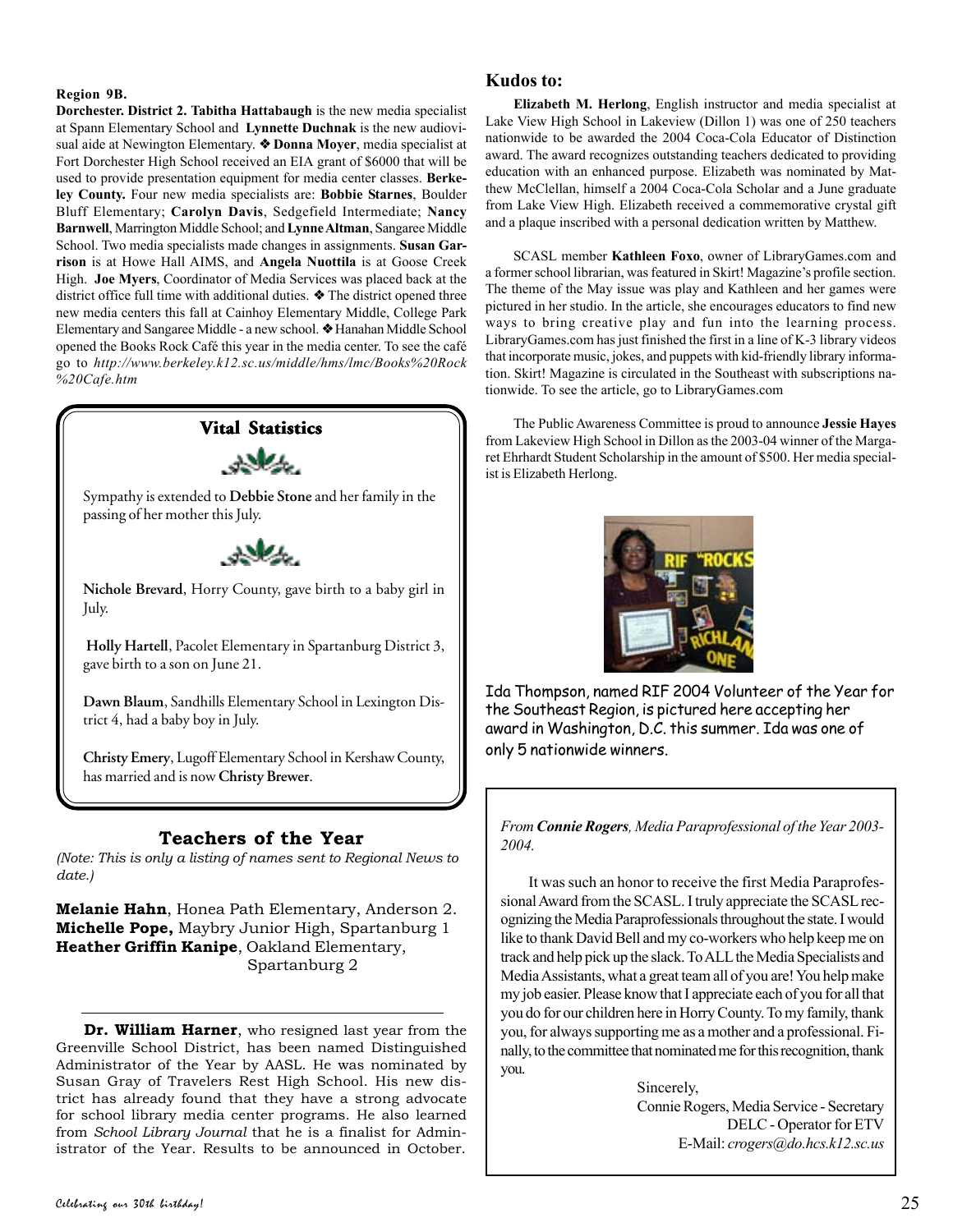**Region 9B.**

**Dorchester. District 2. Tabitha Hattabaugh** is the new media specialist at Spann Elementary School and **Lynnette Duchnak** is the new audiovisual aide at Newington Elementary. ❖ **Donna Moyer**, media specialist at Fort Dorchester High School received an EIA grant of $6000 that will be used to provide presentation equipment for media center classes. **Berkeley County.** Four new media specialists are: **Bobbie Starnes**, Boulder Bluff Elementary; **Carolyn Davis**, Sedgefield Intermediate; **Nancy Barnwell**, Marrington Middle School; and **Lynne Altman**, Sangaree Middle School. Two media specialists made changes in assignments. **Susan Garrison** is at Howe Hall AIMS, and **Angela Nuottila** is at Goose Creek High. **Joe Myers**, Coordinator of Media Services was placed back at the district office full time with additional duties. ❖ The district opened three new media centers this fall at Cainhoy Elementary Middle, College Park Elementary and Sangaree Middle - a new school. ❖ Hanahan Middle School opened the Books Rock Café this year in the media center. To see the café go to *http://www.berkeley.k12.sc.us/middle/hms/lmc/Books%20Rock%20Cafe.htm*

## Vital Statistics

Sympathy is extended to **Debbie Stone** and her family in the passing of her mother this July.

**Nichole Brevard**, Horry County, gave birth to a baby girl in July.

**Holly Hartell**, Pacolet Elementary in Spartanburg District 3, gave birth to a son on June 21.

**Dawn Blaum**, Sandhills Elementary School in Lexington District 4, had a baby boy in July.

**Christy Emery**, Lugoff Elementary School in Kershaw County, has married and is now **Christy Brewer**.

## Teachers of the Year

*(Note: This is only a listing of names sent to Regional News to date.)*

**Melanie Hahn**, Honea Path Elementary, Anderson 2.
**Michelle Pope,** Maybry Junior High, Spartanburg 1
**Heather Griffin Kanipe**, Oakland Elementary, Spartanburg 2

---

**Dr. William Harner**, who resigned last year from the Greenville School District, has been named Distinguished Administrator of the Year by AASL. He was nominated by Susan Gray of Travelers Rest High School. His new district has already found that they have a strong advocate for school library media center programs. He also learned from *School Library Journal* that he is a finalist for Administrator of the Year. Results to be announced in October.

## Kudos to:

**Elizabeth M. Herlong**, English instructor and media specialist at Lake View High School in Lakeview (Dillon 1) was one of 250 teachers nationwide to be awarded the 2004 Coca-Cola Educator of Distinction award. The award recognizes outstanding teachers dedicated to providing education with an enhanced purpose. Elizabeth was nominated by Matthew McClellan, himself a 2004 Coca-Cola Scholar and a June graduate from Lake View High. Elizabeth received a commemorative crystal gift and a plaque inscribed with a personal dedication written by Matthew.

SCASL member **Kathleen Foxo**, owner of LibraryGames.com and a former school librarian, was featured in Skirt! Magazine's profile section. The theme of the May issue was play and Kathleen and her games were pictured in her studio. In the article, she encourages educators to find new ways to bring creative play and fun into the learning process. LibraryGames.com has just finished the first in a line of K-3 library videos that incorporate music, jokes, and puppets with kid-friendly library information. Skirt! Magazine is circulated in the Southeast with subscriptions nationwide. To see the article, go to LibraryGames.com

The Public Awareness Committee is proud to announce **Jessie Hayes** from Lakeview High School in Dillon as the 2003-04 winner of the Margaret Ehrhardt Student Scholarship in the amount of $500. Her media specialist is Elizabeth Herlong.

Ida Thompson, named RIF 2004 Volunteer of the Year for the Southeast Region, is pictured here accepting her award in Washington, D.C. this summer. Ida was one of only 5 nationwide winners.

*From **Connie Rogers**, Media Paraprofessional of the Year 2003-2004.*

It was such an honor to receive the first Media Paraprofessional Award from the SCASL. I truly appreciate the SCASL recognizing the Media Paraprofessionals throughout the state. I would like to thank David Bell and my co-workers who help keep me on track and help pick up the slack. To ALL the Media Specialists and Media Assistants, what a great team all of you are! You help make my job easier. Please know that I appreciate each of you for all that you do for our children here in Horry County. To my family, thank you, for always supporting me as a mother and a professional. Finally, to the committee that nominated me for this recognition, thank you.

Sincerely,
Connie Rogers, Media Service - Secretary
DELC - Operator for ETV
E-Mail: *crogers@do.hcs.k12.sc.us*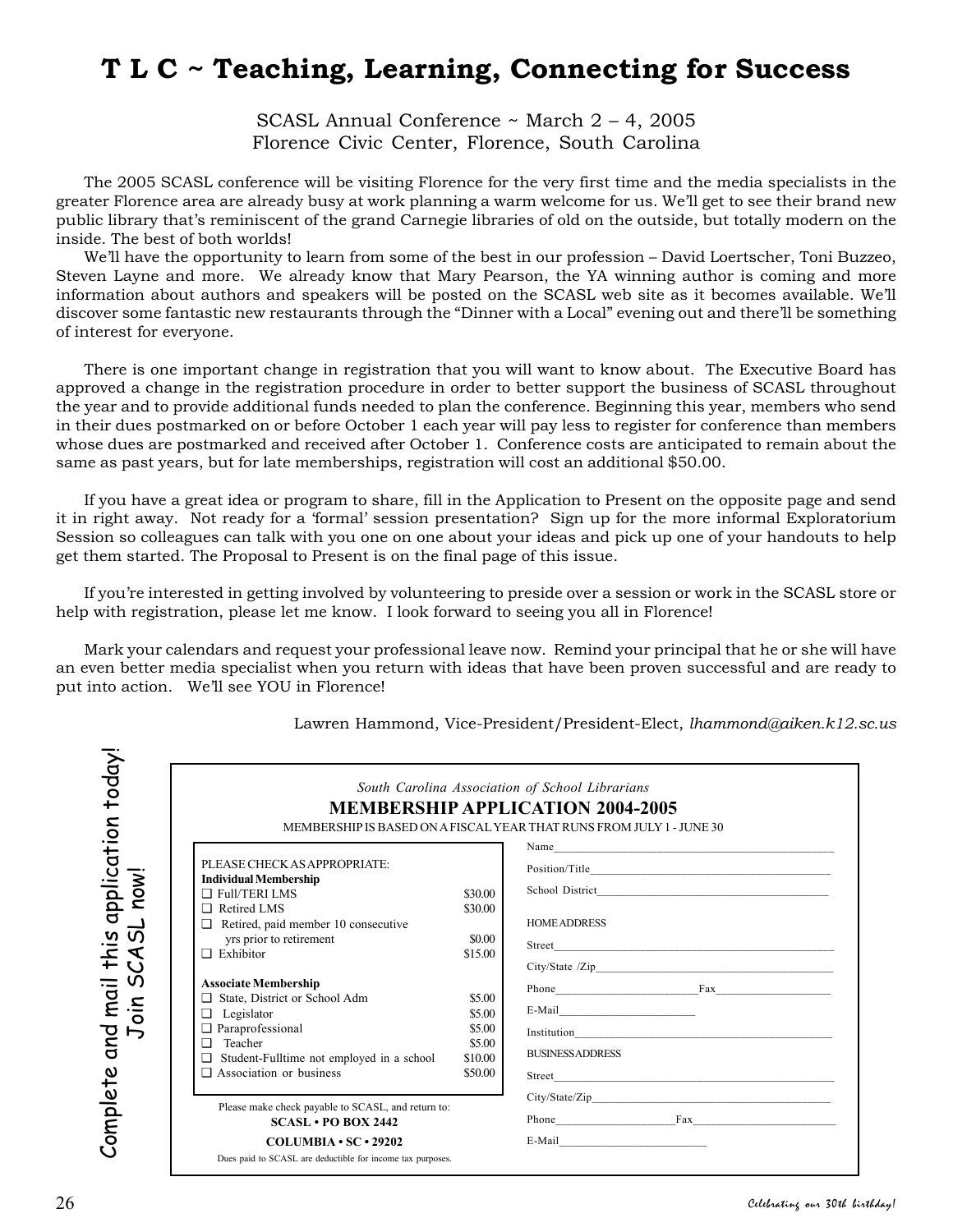# T L C ~ Teaching, Learning, Connecting for Success

SCASL Annual Conference ~ March 2 – 4, 2005
Florence Civic Center, Florence, South Carolina

The 2005 SCASL conference will be visiting Florence for the very first time and the media specialists in the greater Florence area are already busy at work planning a warm welcome for us. We'll get to see their brand new public library that's reminiscent of the grand Carnegie libraries of old on the outside, but totally modern on the inside. The best of both worlds!

We'll have the opportunity to learn from some of the best in our profession – David Loertscher, Toni Buzzeo, Steven Layne and more. We already know that Mary Pearson, the YA winning author is coming and more information about authors and speakers will be posted on the SCASL web site as it becomes available. We'll discover some fantastic new restaurants through the "Dinner with a Local" evening out and there'll be something of interest for everyone.

There is one important change in registration that you will want to know about. The Executive Board has approved a change in the registration procedure in order to better support the business of SCASL throughout the year and to provide additional funds needed to plan the conference. Beginning this year, members who send in their dues postmarked on or before October 1 each year will pay less to register for conference than members whose dues are postmarked and received after October 1. Conference costs are anticipated to remain about the same as past years, but for late memberships, registration will cost an additional $50.00.

If you have a great idea or program to share, fill in the Application to Present on the opposite page and send it in right away. Not ready for a 'formal' session presentation? Sign up for the more informal Exploratorium Session so colleagues can talk with you one on one about your ideas and pick up one of your handouts to help get them started. The Proposal to Present is on the final page of this issue.

If you're interested in getting involved by volunteering to preside over a session or work in the SCASL store or help with registration, please let me know. I look forward to seeing you all in Florence!

Mark your calendars and request your professional leave now. Remind your principal that he or she will have an even better media specialist when you return with ideas that have been proven successful and are ready to put into action. We'll see YOU in Florence!

Lawren Hammond, Vice-President/President-Elect, *lhammond@aiken.k12.sc.us*

Complete and mail this application today!
Join SCASL now!

*South Carolina Association of School Librarians*

## MEMBERSHIP APPLICATION 2004-2005

MEMBERSHIP IS BASED ON A FISCAL YEAR THAT RUNS FROM JULY 1 - JUNE 30

PLEASE CHECK AS APPROPRIATE:

**Individual Membership**

| | |
|---|---|
| ❑ Full/TERI LMS | $30.00 |
| ❑ Retired LMS | $30.00 |
| ❑ Retired, paid member 10 consecutive yrs prior to retirement | $0.00 |
| ❑ Exhibitor | $15.00 |

**Associate Membership**

| | |
|---|---|
| ❑ State, District or School Adm | $5.00 |
| ❑ Legislator | $5.00 |
| ❑ Paraprofessional | $5.00 |
| ❑ Teacher | $5.00 |
| ❑ Student-Fulltime not employed in a school | $10.00 |
| ❑ Association or business | $50.00 |

Please make check payable to SCASL, and return to:
**SCASL • PO BOX 2442**
**COLUMBIA • SC • 29202**
Dues paid to SCASL are deductible for income tax purposes.

Name\_\_\_\_\_\_\_\_\_\_\_\_\_\_\_\_\_\_\_\_\_\_\_\_\_\_\_\_\_\_
Position/Title\_\_\_\_\_\_\_\_\_\_\_\_\_\_\_\_\_\_\_\_\_\_\_\_\_\_\_\_\_\_
School District\_\_\_\_\_\_\_\_\_\_\_\_\_\_\_\_\_\_\_\_\_\_\_\_\_\_\_\_\_\_

HOME ADDRESS
Street\_\_\_\_\_\_\_\_\_\_\_\_\_\_\_\_\_\_\_\_\_\_\_\_\_\_\_\_\_\_
City/State /Zip\_\_\_\_\_\_\_\_\_\_\_\_\_\_\_\_\_\_\_\_\_\_\_\_\_\_\_\_\_\_
Phone\_\_\_\_\_\_\_\_\_\_\_\_\_\_\_\_ Fax\_\_\_\_\_\_\_\_\_\_\_\_\_\_\_\_
E-Mail\_\_\_\_\_\_\_\_\_\_\_\_\_\_\_\_
Institution\_\_\_\_\_\_\_\_\_\_\_\_\_\_\_\_\_\_\_\_\_\_\_\_\_\_\_\_\_\_

BUSINESS ADDRESS
Street\_\_\_\_\_\_\_\_\_\_\_\_\_\_\_\_\_\_\_\_\_\_\_\_\_\_\_\_\_\_
City/State/Zip\_\_\_\_\_\_\_\_\_\_\_\_\_\_\_\_\_\_\_\_\_\_\_\_\_\_\_\_\_\_
Phone\_\_\_\_\_\_\_\_\_\_\_\_\_\_\_\_ Fax\_\_\_\_\_\_\_\_\_\_\_\_\_\_\_\_
E-Mail\_\_\_\_\_\_\_\_\_\_\_\_\_\_\_\_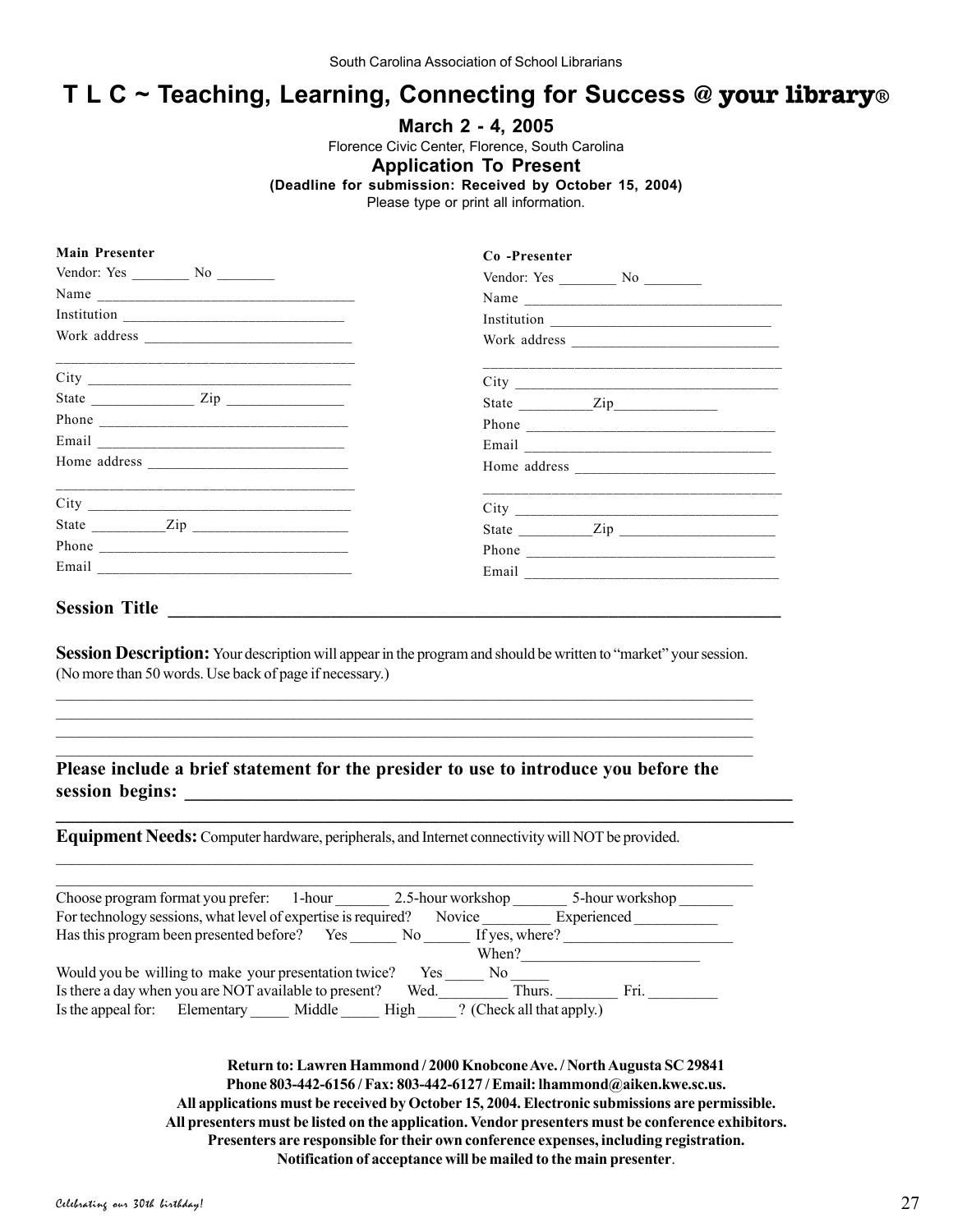South Carolina Association of School Librarians

# T L C ~ Teaching, Learning, Connecting for Success @ your library®

**March 2 - 4, 2005**

Florence Civic Center, Florence, South Carolina

## Application To Present

**(Deadline for submission: Received by October 15, 2004)**

Please type or print all information.

**Main Presenter**

Vendor: Yes ________ No ________

Name ___________________________________

Institution ______________________________

Work address ____________________________

_________________________________________

City ____________________________________

State ______________ Zip ________________

Phone __________________________________

Email __________________________________

Home address ___________________________

_________________________________________

City ____________________________________

State __________Zip _____________________

Phone __________________________________

Email ___________________________________

**Co -Presenter**

Vendor: Yes ________ No ________

Name ___________________________________

Institution ______________________________

Work address ____________________________

_________________________________________

City ____________________________________

State __________Zip______________

Phone __________________________________

Email __________________________________

Home address ___________________________

_________________________________________

City ____________________________________

State __________Zip _____________________

Phone __________________________________

Email ___________________________________

**Session Title** ____________________________________________________________

**Session Description:** Your description will appear in the program and should be written to "market" your session. (No more than 50 words. Use back of page if necessary.)

_____________________________________________________________________________

_____________________________________________________________________________

_____________________________________________________________________________

_____________________________________________________________________________

**Please include a brief statement for the presider to use to introduce you before the session begins:** ____________________________________________________________

_____________________________________________________________________________

**Equipment Needs:** Computer hardware, peripherals, and Internet connectivity will NOT be provided.

_____________________________________________________________________________

_____________________________________________________________________________

Choose program format you prefer: 1-hour _______ 2.5-hour workshop _______ 5-hour workshop _______

For technology sessions, what level of expertise is required? Novice ________ Experienced __________

Has this program been presented before? Yes ______ No ______ If yes, where? _____________________

When?_______________________

Would you be willing to make your presentation twice? Yes _____ No _____

Is there a day when you are NOT available to present? Wed._________ Thurs. ________ Fri. _________

Is the appeal for: Elementary _____ Middle _____ High _____? (Check all that apply.)

**Return to: Lawren Hammond / 2000 Knobcone Ave. / North Augusta SC 29841**
**Phone 803-442-6156 / Fax: 803-442-6127 / Email: lhammond@aiken.kwe.sc.us.**
**All applications must be received by October 15, 2004. Electronic submissions are permissible.**
**All presenters must be listed on the application. Vendor presenters must be conference exhibitors.**
**Presenters are responsible for their own conference expenses, including registration.**
**Notification of acceptance will be mailed to the main presenter**.

*Celebrating our 30th birthday!*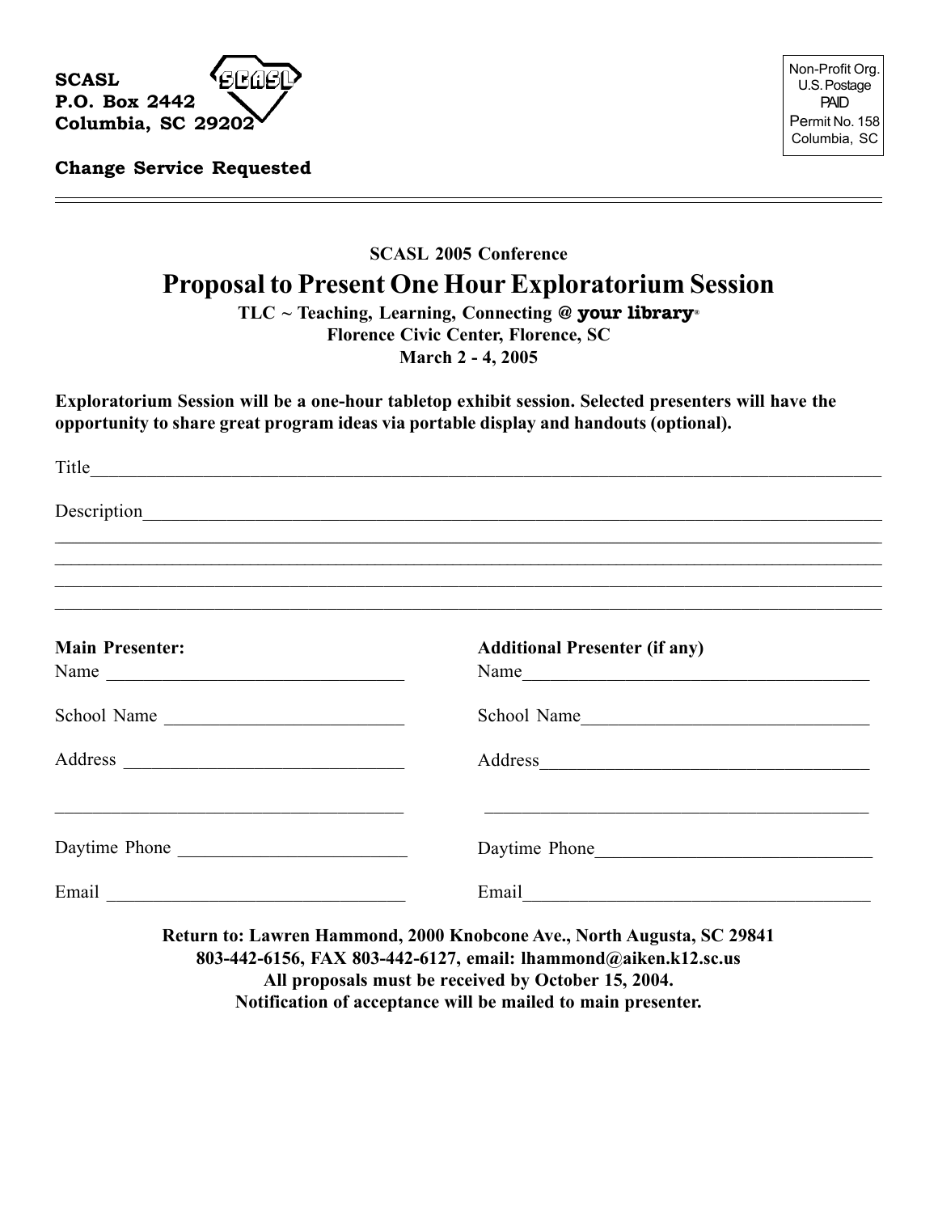**SCASL**
**P.O. Box 2442**
**Columbia, SC 29202**

**Change Service Requested**

Non-Profit Org.
U.S. Postage
PAID
Permit No. 158
Columbia, SC

---

**SCASL 2005 Conference**

# Proposal to Present One Hour Exploratorium Session

**TLC ~ Teaching, Learning, Connecting @ your library®**
**Florence Civic Center, Florence, SC**
**March 2 - 4, 2005**

**Exploratorium Session will be a one-hour tabletop exhibit session. Selected presenters will have the opportunity to share great program ideas via portable display and handouts (optional).**

Title________________________________________________________________________________

Description___________________________________________________________________________
_____________________________________________________________________________________
_____________________________________________________________________________________
_____________________________________________________________________________________
_____________________________________________________________________________________

**Main Presenter:**

Name ________________________________

School Name __________________________

Address ______________________________

_____________________________________

Daytime Phone ________________________

Email ________________________________

**Additional Presenter (if any)**

Name_____________________________________

School Name_______________________________

Address___________________________________

__________________________________________

Daytime Phone______________________________

Email_____________________________________

**Return to: Lawren Hammond, 2000 Knobcone Ave., North Augusta, SC 29841**
**803-442-6156, FAX 803-442-6127, email: lhammond@aiken.k12.sc.us**
**All proposals must be received by October 15, 2004.**
**Notification of acceptance will be mailed to main presenter.**